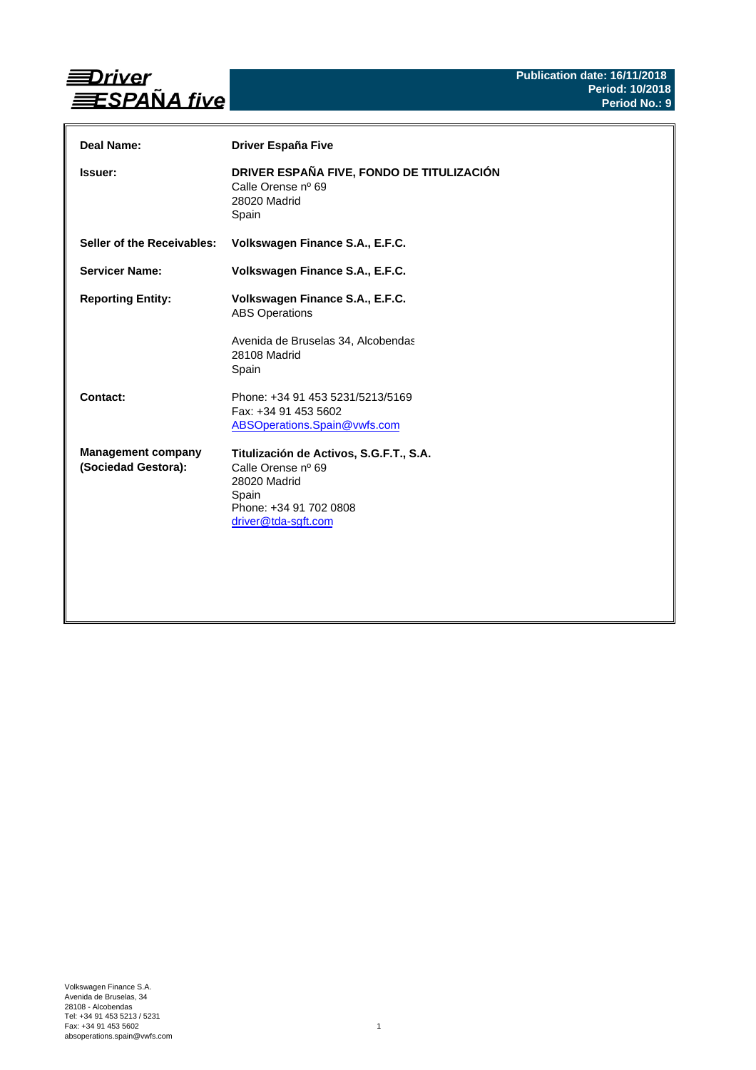**Driver ESPAÑA five**

**Publication date: 16/11/2018**
**Period: 10/2018**
**Period No.: 9**

| | |
|---|---|
| **Deal Name:** | **Driver España Five** |
| **Issuer:** | **DRIVER ESPAÑA FIVE, FONDO DE TITULIZACIÓN**<br>Calle Orense nº 69<br>28020 Madrid<br>Spain |
| **Seller of the Receivables:** | **Volkswagen Finance S.A., E.F.C.** |
| **Servicer Name:** | **Volkswagen Finance S.A., E.F.C.** |
| **Reporting Entity:** | **Volkswagen Finance S.A., E.F.C.**<br>ABS Operations<br><br>Avenida de Bruselas 34, Alcobendas<br>28108 Madrid<br>Spain |
| **Contact:** | Phone: +34 91 453 5231/5213/5169<br>Fax: +34 91 453 5602<br>ABSOperations.Spain@vwfs.com |
| **Management company (Sociedad Gestora):** | **Titulización de Activos, S.G.F.T., S.A.**<br>Calle Orense nº 69<br>28020 Madrid<br>Spain<br>Phone: +34 91 702 0808<br>driver@tda-sgft.com |

Volkswagen Finance S.A.
Avenida de Bruselas, 34
28108 - Alcobendas
Tel: +34 91 453 5213 / 5231
Fax: +34 91 453 5602
absoperations.spain@vwfs.com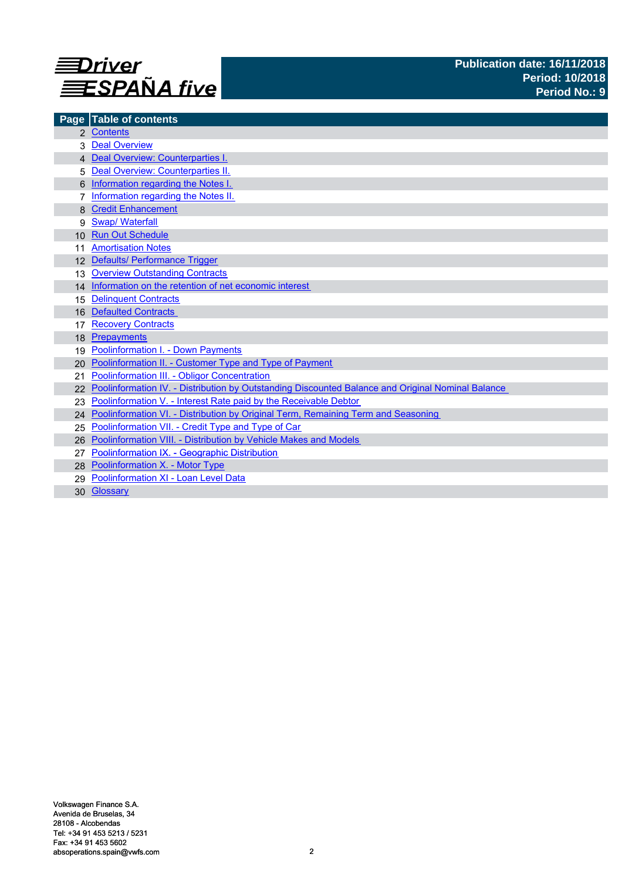**Driver ESPAÑA five**

**Publication date: 16/11/2018**
**Period: 10/2018**
**Period No.: 9**

| Page | Table of contents |
|---|---|
| 2 | Contents |
| 3 | Deal Overview |
| 4 | Deal Overview: Counterparties I. |
| 5 | Deal Overview: Counterparties II. |
| 6 | Information regarding the Notes I. |
| 7 | Information regarding the Notes II. |
| 8 | Credit Enhancement |
| 9 | Swap/ Waterfall |
| 10 | Run Out Schedule |
| 11 | Amortisation Notes |
| 12 | Defaults/ Performance Trigger |
| 13 | Overview Outstanding Contracts |
| 14 | Information on the retention of net economic interest |
| 15 | Delinquent Contracts |
| 16 | Defaulted Contracts |
| 17 | Recovery Contracts |
| 18 | Prepayments |
| 19 | Poolinformation I. - Down Payments |
| 20 | Poolinformation II. - Customer Type and Type of Payment |
| 21 | Poolinformation III. - Obligor Concentration |
| 22 | Poolinformation IV. - Distribution by Outstanding Discounted Balance and Original Nominal Balance |
| 23 | Poolinformation V. - Interest Rate paid by the Receivable Debtor |
| 24 | Poolinformation VI. - Distribution by Original Term, Remaining Term and Seasoning |
| 25 | Poolinformation VII. - Credit Type and Type of Car |
| 26 | Poolinformation VIII. - Distribution by Vehicle Makes and Models |
| 27 | Poolinformation IX. - Geographic Distribution |
| 28 | Poolinformation X. - Motor Type |
| 29 | Poolinformation XI - Loan Level Data |
| 30 | Glossary |

Volkswagen Finance S.A.
Avenida de Bruselas, 34
28108 - Alcobendas
Tel: +34 91 453 5213 / 5231
Fax: +34 91 453 5602
absoperations.spain@vwfs.com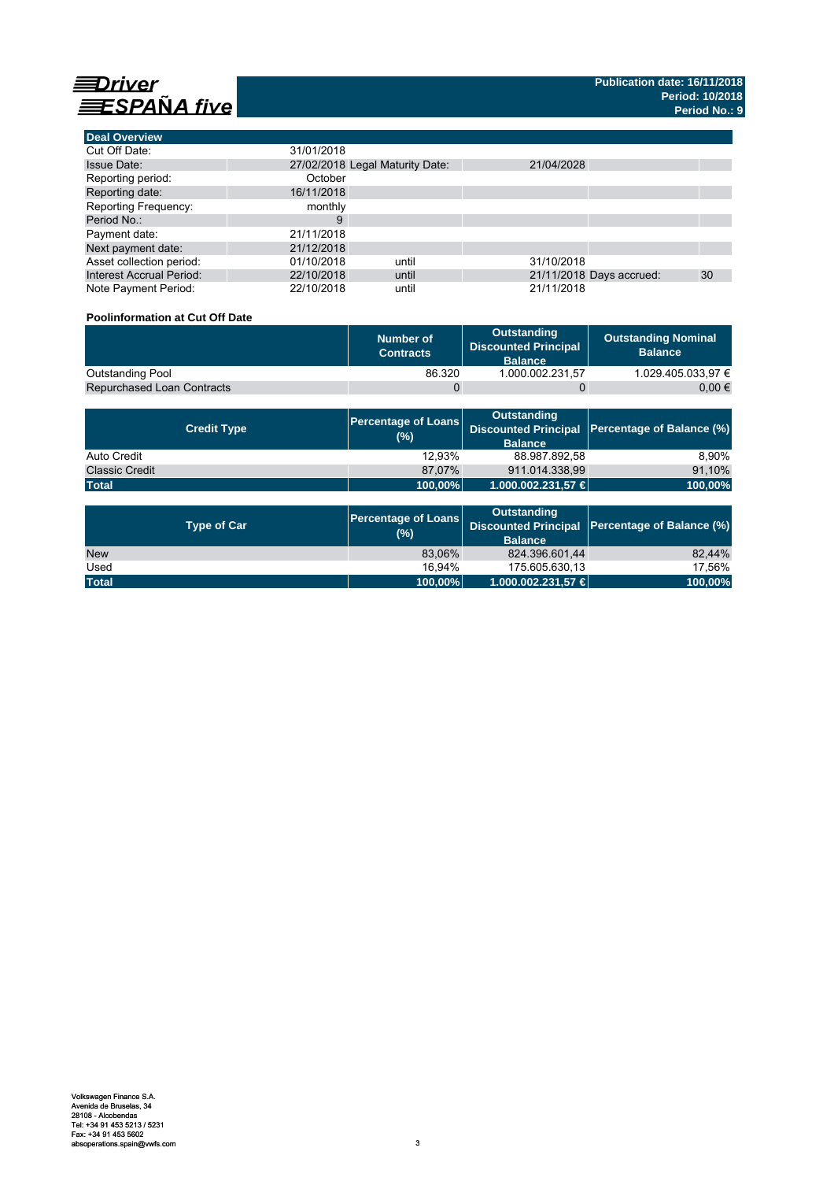# Driver ESPAÑA five

**Publication date: 16/11/2018**
**Period: 10/2018**
**Period No.: 9**

| Deal Overview | | | | | |
|---|---|---|---|---|---|
| Cut Off Date: | 31/01/2018 | | | | |
| Issue Date: | 27/02/2018 | Legal Maturity Date: | 21/04/2028 | | |
| Reporting period: | October | | | | |
| Reporting date: | 16/11/2018 | | | | |
| Reporting Frequency: | monthly | | | | |
| Period No.: | 9 | | | | |
| Payment date: | 21/11/2018 | | | | |
| Next payment date: | 21/12/2018 | | | | |
| Asset collection period: | 01/10/2018 | until | 31/10/2018 | | |
| Interest Accrual Period: | 22/10/2018 | until | 21/11/2018 | Days accrued: | 30 |
| Note Payment Period: | 22/10/2018 | until | 21/11/2018 | | |

**Poolinformation at Cut Off Date**

| | Number of Contracts | Outstanding Discounted Principal Balance | Outstanding Nominal Balance |
|---|---|---|---|
| Outstanding Pool | 86.320 | 1.000.002.231,57 | 1.029.405.033,97 € |
| Repurchased Loan Contracts | 0 | 0 | 0,00 € |

| Credit Type | Percentage of Loans (%) | Outstanding Discounted Principal Balance | Percentage of Balance (%) |
|---|---|---|---|
| Auto Credit | 12,93% | 88.987.892,58 | 8,90% |
| Classic Credit | 87,07% | 911.014.338,99 | 91,10% |
| **Total** | **100,00%** | **1.000.002.231,57 €** | **100,00%** |

| Type of Car | Percentage of Loans (%) | Outstanding Discounted Principal Balance | Percentage of Balance (%) |
|---|---|---|---|
| New | 83,06% | 824.396.601,44 | 82,44% |
| Used | 16,94% | 175.605.630,13 | 17,56% |
| **Total** | **100,00%** | **1.000.002.231,57 €** | **100,00%** |

Volkswagen Finance S.A.
Avenida de Bruselas, 34
28108 - Alcobendas
Tel: +34 91 453 5213 / 5231
Fax: +34 91 453 5602
absoperations.spain@vwfs.com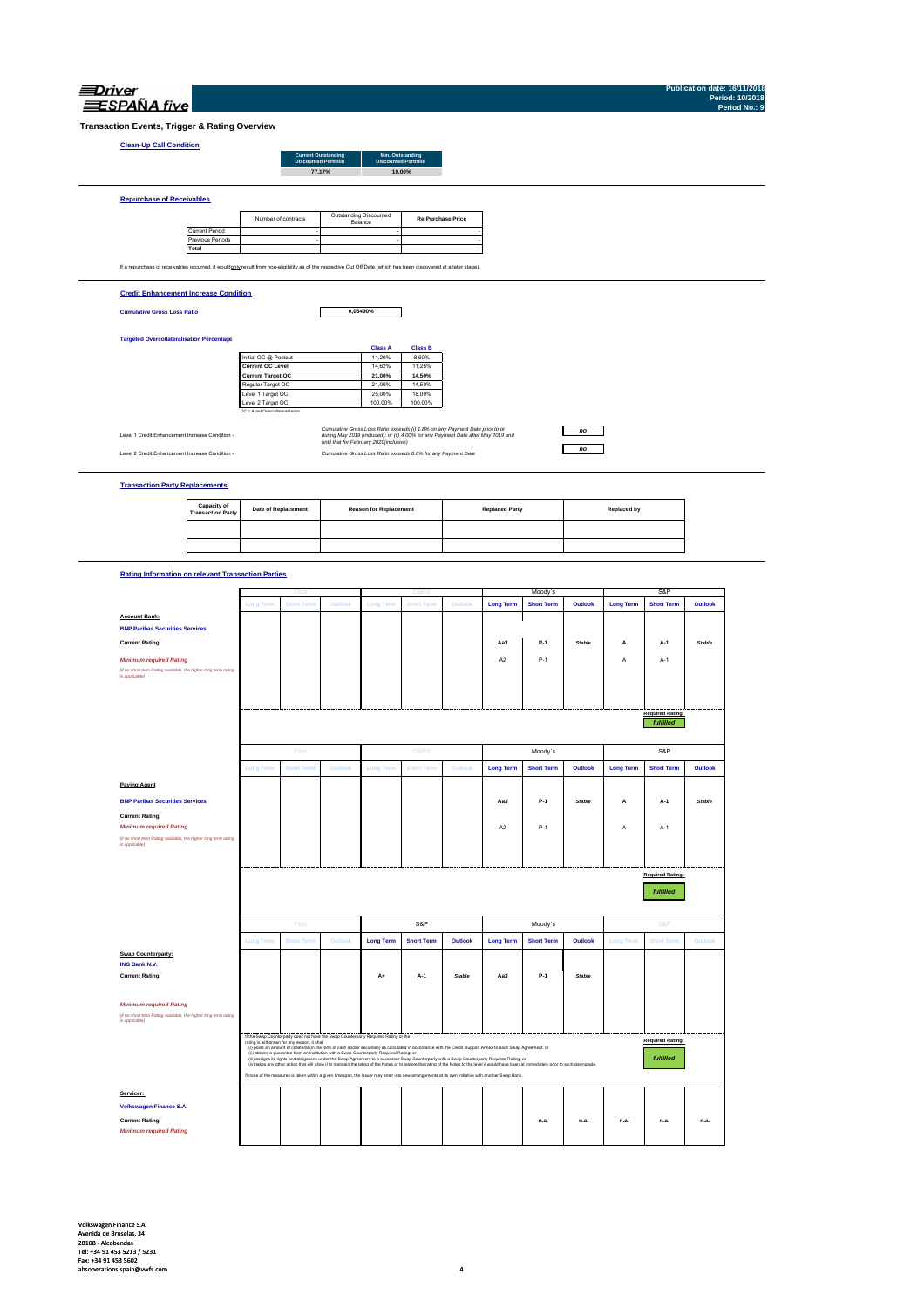Publication date: 16/11/2018
Period: 10/2018
Period No.: 9

# Transaction Events, Trigger & Rating Overview

## Clean-Up Call Condition

| Current Outstanding Discounted Portfolio | Min. Outstanding Discounted Portfolio |
|---|---|
| 77,17% | 10,00% |

## Repurchase of Receivables

| | Number of contracts | Outstanding Discounted Balance | Re-Purchase Price |
|---|---|---|---|
| Current Period | - | - | - |
| Previous Periods | - | - | - |
| **Total** | - | - | - |

If a repurchase of receivables occurred, it would only result from non-eligibility as of the respective Cut Off Date (which has been discovered at a later stage).

## Credit Enhancement Increase Condition

**Cumulative Gross Loss Ratio** 0,06490%

**Targeted Overcollateralisation Percentage**

| | Class A | Class B |
|---|---|---|
| Initial OC @ Poolcut | 11,20% | 8,60% |
| **Current OC Level** | 14,62% | 11,25% |
| **Current Target OC** | 21,00% | 14,50% |
| Regular Target OC | 21,00% | 14,50% |
| Level 1 Target OC | 25,00% | 18,00% |
| Level 2 Target OC | 100,00% | 100,00% |

OC = Asset Overcollateralisation

Level 1 Credit Enhancement Increase Condition - *Cumulative Gross Loss Ratio exceeds (i) 1.8% on any Payment Date prior to or during May 2019 (included); or (ii) 4.00% for any Payment Date after May 2019 and until that for February 2020(inclusive)* — **no**

Level 2 Credit Enhancement Increase Condition - *Cumulative Gross Loss Ratio exceeds 8.0% for any Payment Date* — **no**

## Transaction Party Replacements

| Capacity of Transaction Party | Date of Replacement | Reason for Replacement | Replaced Party | Replaced by |
|---|---|---|---|---|
| | | | | |
| | | | | |

## Rating Information on relevant Transaction Parties

| | Fitch | | | DBRS | | | Moody´s | | | S&P | | |
|---|---|---|---|---|---|---|---|---|---|---|---|---|
| | Long Term | Short Term | Outlook | Long Term | Short Term | Outlook | Long Term | Short Term | Outlook | Long Term | Short Term | Outlook |
| **Account Bank:** | | | | | | | | | | | | |
| **BNP Paribas Securities Services** | | | | | | | | | | | | |
| **Current Rating**[1] | | | | | | | Aa3 | P-1 | Stable | A | A-1 | Stable |
| *Minimum required Rating* *(if no short term Rating available, the higher long term rating is applicable)* | | | | | | | A2 | P-1 | | A | A-1 | |
| | | | | | | | | | | | Required Rating: *fulfilled* | |

| | Fitch | | | DBRS | | | Moody´s | | | S&P | | |
|---|---|---|---|---|---|---|---|---|---|---|---|---|
| | Long Term | Short Term | Outlook | Long Term | Short Term | Outlook | Long Term | Short Term | Outlook | Long Term | Short Term | Outlook |
| **Paying Agent** | | | | | | | | | | | | |
| **BNP Paribas Securities Services** | | | | | | | | | | | | |
| **Current Rating**[1] | | | | | | | Aa3 | P-1 | Stable | A | A-1 | Stable |
| *Minimum required Rating* *(if no short term Rating available, the higher long term rating is applicable)* | | | | | | | A2 | P-1 | | A | A-1 | |
| | | | | | | | | | | | Required Rating: *fulfilled* | |

| | Fitch | | | S&P | | | Moody´s | | | S&P | | |
|---|---|---|---|---|---|---|---|---|---|---|---|---|
| | Long Term | Short Term | Outlook | Long Term | Short Term | Outlook | Long Term | Short Term | Outlook | Long Term | Short Term | Outlook |
| **Swap Counterparty:** | | | | | | | | | | | | |
| **ING Bank N.V.** | | | | | | | | | | | | |
| **Current Rating**[1] | | | | A+ | A-1 | Stable | Aa3 | P-1 | Stable | | | |
| *Minimum required Rating* *(if no short term Rating available, the higher long term rating is applicable)* | | | | | | | | | | | | |
| | | | | | | | | | | | Required Rating: *fulfilled* | |

If the Swap Counterparty does not have the Swap Counterparty Required Rating or the rating is withdrawn for any reason, it shall
(i) posts an amount of collateral (in the form of cash and/or securities) as calculated in accordance with the Credit support Annex to each Swap Agreement; or
(ii) obtains a guarantee from an institution with a Swap Counterparty Required Rating; or
(iii) assigns its rights and obligations under the Swap Agreement to a successor Swap Counterparty with a Swap Counterparty Required Rating; or
(iv) takes any other action that will allow it to maintain the rating of the Notes or to restore the rating of the Notes to the level it would have been at immediately prior to such downgrade.
If none of the measures is taken within a given timespan, the Issuer may enter into new arrangements at its own initiative with another Swap Bank.

| | Fitch | | | DBRS | | | Moody´s | | | S&P | | |
|---|---|---|---|---|---|---|---|---|---|---|---|---|
| **Servicer:** | | | | | | | | | | | | |
| **Volkswagen Finance S.A.** | | | | | | | | | | | | |
| **Current Rating**[1] | | | | | | | | n.a. | n.a. | n.a. | n.a. | n.a. |
| *Minimum required Rating* | | | | | | | | | | | | |

Volkswagen Finance S.A.
Avenida de Bruselas, 34
28108 - Alcobendas
Tel: +34 91 453 5213 / 5231
Fax: +34 91 453 5602
absoperations.spain@vwfs.com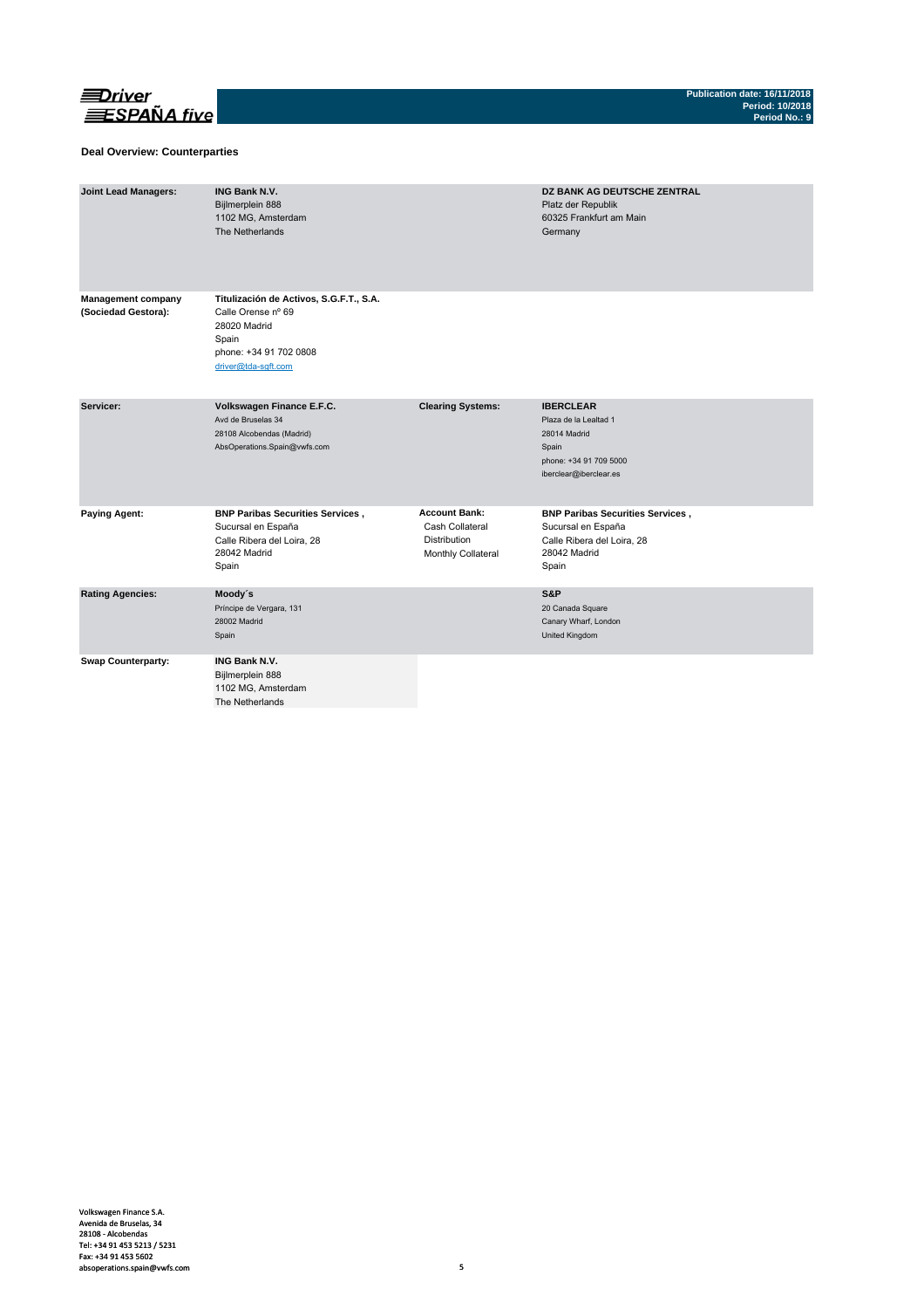## Deal Overview: Counterparties

| | | | |
|---|---|---|---|
| **Joint Lead Managers:** | **ING Bank N.V.**<br>Bijlmerplein 888<br>1102 MG, Amsterdam<br>The Netherlands | | **DZ BANK AG DEUTSCHE ZENTRAL**<br>Platz der Republik<br>60325 Frankfurt am Main<br>Germany |
| **Management company (Sociedad Gestora):** | **Titulización de Activos, S.G.F.T., S.A.**<br>Calle Orense nº 69<br>28020 Madrid<br>Spain<br>phone: +34 91 702 0808<br>driver@tda-sgft.com | | |
| **Servicer:** | **Volkswagen Finance E.F.C.**<br>Avd de Bruselas 34<br>28108 Alcobendas (Madrid)<br>AbsOperations.Spain@vwfs.com | **Clearing Systems:** | **IBERCLEAR**<br>Plaza de la Lealtad 1<br>28014 Madrid<br>Spain<br>phone: +34 91 709 5000<br>iberclear@iberclear.es |
| **Paying Agent:** | **BNP Paribas Securities Services ,**<br>Sucursal en España<br>Calle Ribera del Loira, 28<br>28042 Madrid<br>Spain | **Account Bank:**<br>Cash Collateral<br>Distribution<br>Monthly Collateral | **BNP Paribas Securities Services ,**<br>Sucursal en España<br>Calle Ribera del Loira, 28<br>28042 Madrid<br>Spain |
| **Rating Agencies:** | **Moody´s**<br>Príncipe de Vergara, 131<br>28002 Madrid<br>Spain | | **S&P**<br>20 Canada Square<br>Canary Wharf, London<br>United Kingdom |
| **Swap Counterparty:** | **ING Bank N.V.**<br>Bijlmerplein 888<br>1102 MG, Amsterdam<br>The Netherlands | | |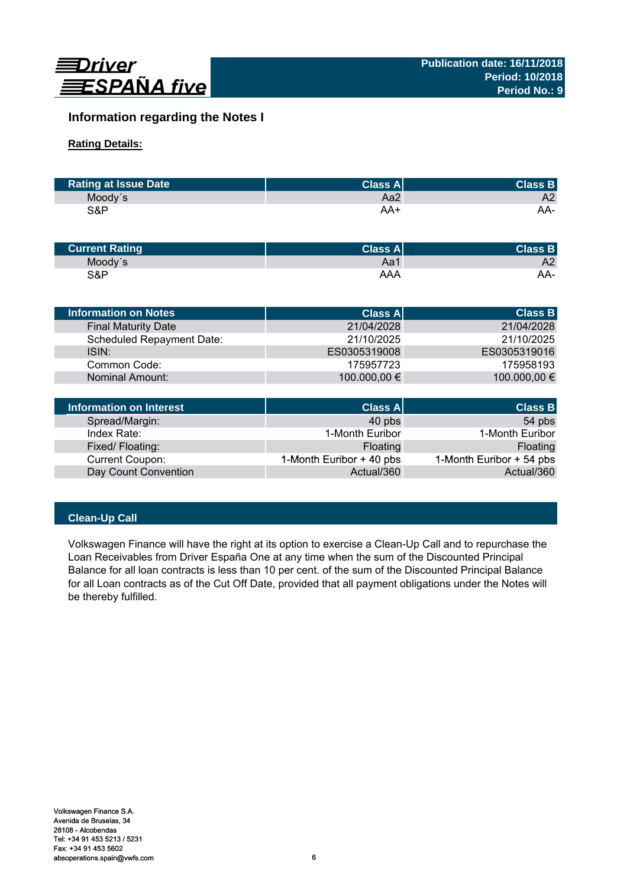## Information regarding the Notes I

**Rating Details:**

| Rating at Issue Date | Class A | Class B |
|---|---|---|
| Moody´s | Aa2 | A2 |
| S&P | AA+ | AA- |

| Current Rating | Class A | Class B |
|---|---|---|
| Moody´s | Aa1 | A2 |
| S&P | AAA | AA- |

| Information on Notes | Class A | Class B |
|---|---|---|
| Final Maturity Date | 21/04/2028 | 21/04/2028 |
| Scheduled Repayment Date: | 21/10/2025 | 21/10/2025 |
| ISIN: | ES0305319008 | ES0305319016 |
| Common Code: | 175957723 | 175958193 |
| Nominal Amount: | 100.000,00 € | 100.000,00 € |

| Information on Interest | Class A | Class B |
|---|---|---|
| Spread/Margin: | 40 pbs | 54 pbs |
| Index Rate: | 1-Month Euribor | 1-Month Euribor |
| Fixed/ Floating: | Floating | Floating |
| Current Coupon: | 1-Month Euribor + 40 pbs | 1-Month Euribor + 54 pbs |
| Day Count Convention | Actual/360 | Actual/360 |

### Clean-Up Call

Volkswagen Finance will have the right at its option to exercise a Clean-Up Call and to repurchase the Loan Receivables from Driver España One at any time when the sum of the Discounted Principal Balance for all loan contracts is less than 10 per cent. of the sum of the Discounted Principal Balance for all Loan contracts as of the Cut Off Date, provided that all payment obligations under the Notes will be thereby fulfilled.

Volkswagen Finance S.A.
Avenida de Bruselas, 34
28108 - Alcobendas
Tel: +34 91 453 5213 / 5231
Fax: +34 91 453 5602
absoperations.spain@vwfs.com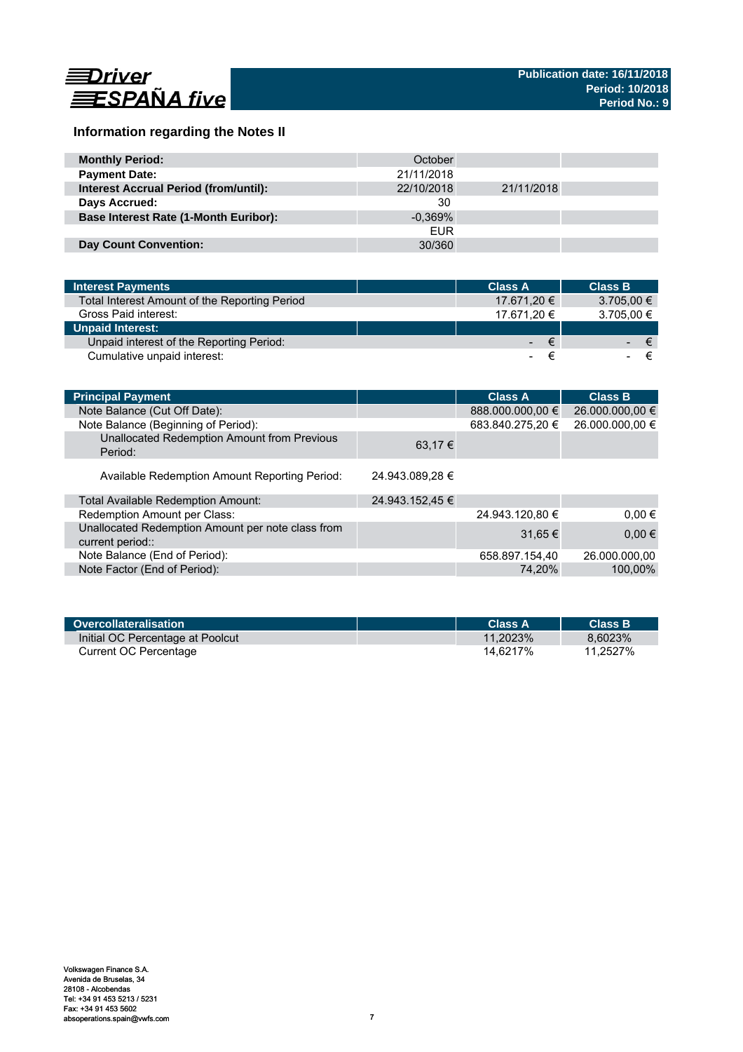Driver ESPAÑA five

Publication date: 16/11/2018
Period: 10/2018
Period No.: 9

## Information regarding the Notes II

| | | | |
|---|---|---|---|
| **Monthly Period:** | October | | |
| **Payment Date:** | 21/11/2018 | | |
| **Interest Accrual Period (from/until):** | 22/10/2018 | 21/11/2018 | |
| **Days Accrued:** | 30 | | |
| **Base Interest Rate (1-Month Euribor):** | -0,369% | | |
| | EUR | | |
| **Day Count Convention:** | 30/360 | | |

| Interest Payments | | Class A | Class B |
|---|---|---|---|
| Total Interest Amount of the Reporting Period | | 17.671,20 € | 3.705,00 € |
| Gross Paid interest: | | 17.671,20 € | 3.705,00 € |
| **Unpaid Interest:** | | | |
| Unpaid interest of the Reporting Period: | | - € | - € |
| Cumulative unpaid interest: | | - € | - € |

| Principal Payment | | Class A | Class B |
|---|---|---|---|
| Note Balance (Cut Off Date): | | 888.000.000,00 € | 26.000.000,00 € |
| Note Balance (Beginning of Period): | | 683.840.275,20 € | 26.000.000,00 € |
| Unallocated Redemption Amount from Previous Period: | 63,17 € | | |
| Available Redemption Amount Reporting Period: | 24.943.089,28 € | | |
| Total Available Redemption Amount: | 24.943.152,45 € | | |
| Redemption Amount per Class: | | 24.943.120,80 € | 0,00 € |
| Unallocated Redemption Amount per note class from current period:: | | 31,65 € | 0,00 € |
| Note Balance (End of Period): | | 658.897.154,40 | 26.000.000,00 |
| Note Factor (End of Period): | | 74,20% | 100,00% |

| Overcollateralisation | | Class A | Class B |
|---|---|---|---|
| Initial OC Percentage at Poolcut | | 11,2023% | 8,6023% |
| Current OC Percentage | | 14,6217% | 11,2527% |

Volkswagen Finance S.A.
Avenida de Bruselas, 34
28108 - Alcobendas
Tel: +34 91 453 5213 / 5231
Fax: +34 91 453 5602
absoperations.spain@vwfs.com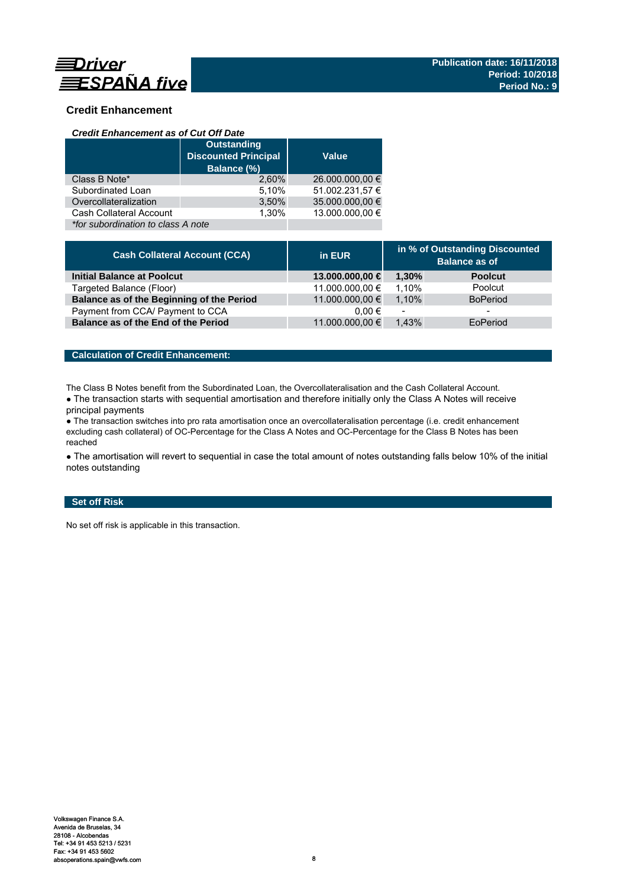## Credit Enhancement

### *Credit Enhancement as of Cut Off Date*

| | Outstanding Discounted Principal Balance (%) | Value |
|---|---|---|
| Class B Note* | 2,60% | 26.000.000,00 € |
| Subordinated Loan | 5,10% | 51.002.231,57 € |
| Overcollateralization | 3,50% | 35.000.000,00 € |
| Cash Collateral Account | 1,30% | 13.000.000,00 € |
| *\*for subordination to class A note* | | |

| Cash Collateral Account (CCA) | in EUR | in % of Outstanding Discounted Balance as of | |
|---|---|---|---|
| **Initial Balance at Poolcut** | **13.000.000,00 €** | **1,30%** | **Poolcut** |
| Targeted Balance (Floor) | 11.000.000,00 € | 1,10% | Poolcut |
| **Balance as of the Beginning of the Period** | 11.000.000,00 € | 1,10% | BoPeriod |
| Payment from CCA/ Payment to CCA | 0,00 € | - | - |
| **Balance as of the End of the Period** | 11.000.000,00 € | 1,43% | EoPeriod |

### Calculation of Credit Enhancement:

The Class B Notes benefit from the Subordinated Loan, the Overcollateralisation and the Cash Collateral Account.

- The transaction starts with sequential amortisation and therefore initially only the Class A Notes will receive principal payments
- The transaction switches into pro rata amortisation once an overcollateralisation percentage (i.e. credit enhancement excluding cash collateral) of OC-Percentage for the Class A Notes and OC-Percentage for the Class B Notes has been reached
- The amortisation will revert to sequential in case the total amount of notes outstanding falls below 10% of the initial notes outstanding

### Set off Risk

No set off risk is applicable in this transaction.

Volkswagen Finance S.A.
Avenida de Bruselas, 34
28108 - Alcobendas
Tel: +34 91 453 5213 / 5231
Fax: +34 91 453 5602
absoperations.spain@vwfs.com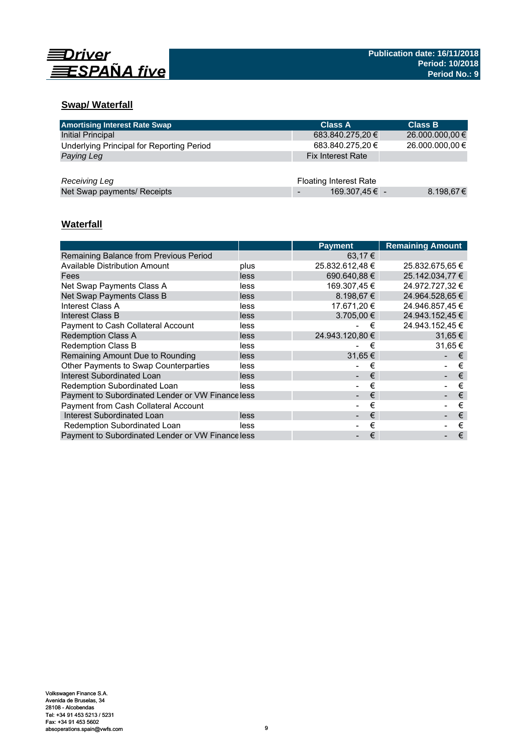## Swap/ Waterfall

| Amortising Interest Rate Swap | Class A | Class B |
|---|---|---|
| Initial Principal | 683.840.275,20 € | 26.000.000,00 € |
| Underlying Principal for Reporting Period | 683.840.275,20 € | 26.000.000,00 € |
| *Paying Leg* | Fix Interest Rate | |
| | | |
| *Receiving Leg* | Floating Interest Rate | |
| Net Swap payments/ Receipts | - 169.307,45 € | - 8.198,67 € |

## Waterfall

| | | Payment | Remaining Amount |
|---|---|---|---|
| Remaining Balance from Previous Period | | 63,17 € | |
| Available Distribution Amount | plus | 25.832.612,48 € | 25.832.675,65 € |
| Fees | less | 690.640,88 € | 25.142.034,77 € |
| Net Swap Payments Class A | less | 169.307,45 € | 24.972.727,32 € |
| Net Swap Payments Class B | less | 8.198,67 € | 24.964.528,65 € |
| Interest Class A | less | 17.671,20 € | 24.946.857,45 € |
| Interest Class B | less | 3.705,00 € | 24.943.152,45 € |
| Payment to Cash Collateral Account | less | - € | 24.943.152,45 € |
| Redemption Class A | less | 24.943.120,80 € | 31,65 € |
| Redemption Class B | less | - € | 31,65 € |
| Remaining Amount Due to Rounding | less | 31,65 € | - € |
| Other Payments to Swap Counterparties | less | - € | - € |
| Interest Subordinated Loan | less | - € | - € |
| Redemption Subordinated Loan | less | - € | - € |
| Payment to Subordinated Lender or VW Finance | less | - € | - € |
| Payment from Cash Collateral Account | | - € | - € |
| Interest Subordinated Loan | less | - € | - € |
| Redemption Subordinated Loan | less | - € | - € |
| Payment to Subordinated Lender or VW Finance | less | - € | - € |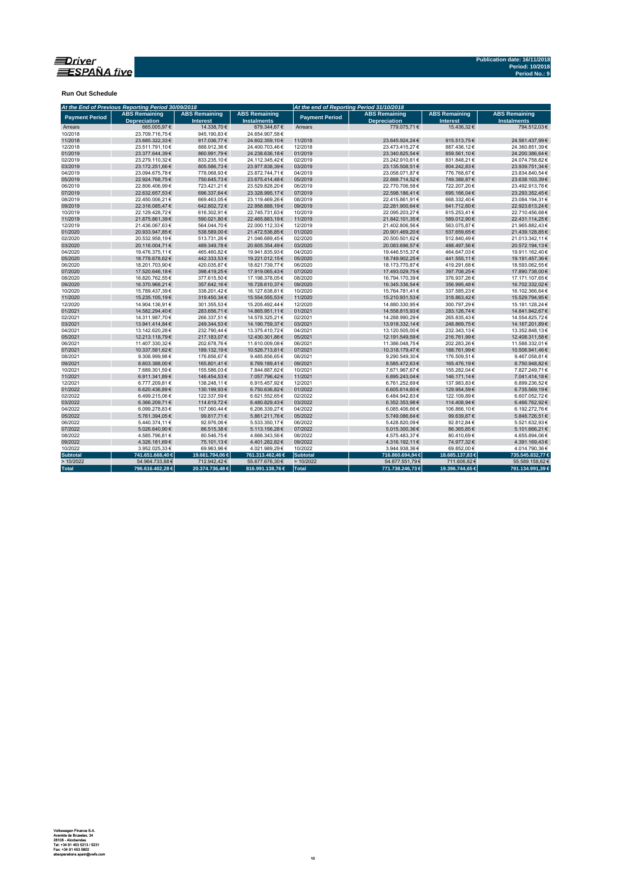**Publication date: 16/11/2018**
**Period: 10/2018**
**Period No.: 9**

**Run Out Schedule**

| At the End of Previous Reporting Period 30/09/2018 | | | | At the end of Reporting Period 31/10/2018 | | | |
|---|---|---|---|---|---|---|---|
| Payment Period | ABS Remaining Depreciation | ABS Remaining Interest | ABS Remaining Instalments | Payment Period | ABS Remaining Depreciation | ABS Remaining Interest | ABS Remaining Instalments |
| Arrears | 665.005,97 € | 14.338,70 € | 679.344,67 € | Arrears | 779.075,71 € | 15.436,32 € | 794.512,03 € |
| 10/2018 | 23.709.716,75 € | 945.190,83 € | 24.654.907,58 € | | | | |
| 11/2018 | 23.685.322,33 € | 917.036,77 € | 24.602.359,10 € | 11/2018 | 23.645.924,24 € | 915.513,75 € | 24.561.437,99 € |
| 12/2018 | 23.511.791,10 € | 888.912,36 € | 24.400.703,46 € | 12/2018 | 23.473.415,27 € | 887.436,12 € | 24.360.851,39 € |
| 01/2019 | 23.377.644,39 € | 860.991,79 € | 24.238.636,18 € | 01/2019 | 23.340.825,54 € | 859.561,10 € | 24.200.386,64 € |
| 02/2019 | 23.279.110,32 € | 833.235,10 € | 24.112.345,42 € | 02/2019 | 23.242.910,61 € | 831.848,21 € | 24.074.758,82 € |
| 03/2019 | 23.172.251,66 € | 805.586,73 € | 23.977.838,39 € | 03/2019 | 23.135.508,51 € | 804.242,83 € | 23.939.751,34 € |
| 04/2019 | 23.094.675,78 € | 778.068,93 € | 23.872.744,71 € | 04/2019 | 23.058.071,87 € | 776.768,67 € | 23.834.840,54 € |
| 05/2019 | 22.924.768,75 € | 750.645,73 € | 23.675.414,48 € | 05/2019 | 22.888.714,52 € | 749.388,87 € | 23.638.103,39 € |
| 06/2019 | 22.806.406,99 € | 723.421,21 € | 23.529.828,20 € | 06/2019 | 22.770.706,58 € | 722.207,20 € | 23.492.913,78 € |
| 07/2019 | 22.632.657,53 € | 696.337,64 € | 23.328.995,17 € | 07/2019 | 22.598.186,41 € | 695.166,04 € | 23.293.352,45 € |
| 08/2019 | 22.450.006,21 € | 669.463,05 € | 23.119.469,26 € | 08/2019 | 22.415.861,91 € | 668.332,40 € | 23.084.194,31 € |
| 09/2019 | 22.316.085,47 € | 642.802,72 € | 22.958.888,19 € | 09/2019 | 22.281.900,64 € | 641.712,60 € | 22.923.613,24 € |
| 10/2019 | 22.129.428,72 € | 616.302,91 € | 22.745.731,63 € | 10/2019 | 22.095.203,27 € | 615.253,41 € | 22.710.456,68 € |
| 11/2019 | 21.875.861,39 € | 590.021,80 € | 22.465.883,19 € | 11/2019 | 21.842.101,35 € | 589.012,90 € | 22.431.114,25 € |
| 12/2019 | 21.436.067,63 € | 564.044,70 € | 22.000.112,33 € | 12/2019 | 21.402.806,56 € | 563.075,87 € | 21.965.882,43 € |
| 01/2020 | 20.933.947,85 € | 538.589,00 € | 21.472.536,85 € | 01/2020 | 20.901.469,20 € | 537.659,65 € | 21.439.128,85 € |
| 02/2020 | 20.532.958,19 € | 513.731,26 € | 21.046.689,45 € | 02/2020 | 20.500.501,62 € | 512.840,49 € | 21.013.342,11 € |
| 03/2020 | 20.116.004,71 € | 489.349,78 € | 20.605.354,49 € | 03/2020 | 20.083.696,57 € | 488.497,56 € | 20.572.194,13 € |
| 04/2020 | 19.476.375,11 € | 465.460,82 € | 19.941.835,93 € | 04/2020 | 19.446.515,37 € | 464.647,03 € | 19.911.162,40 € |
| 05/2020 | 18.778.678,62 € | 442.333,53 € | 19.221.012,15 € | 05/2020 | 18.749.902,25 € | 441.555,11 € | 19.191.457,36 € |
| 06/2020 | 18.201.703,90 € | 420.035,87 € | 18.621.739,77 € | 06/2020 | 18.173.770,87 € | 419.291,68 € | 18.593.062,55 € |
| 07/2020 | 17.520.646,18 € | 398.419,25 € | 17.919.065,43 € | 07/2020 | 17.493.029,75 € | 397.708,25 € | 17.890.738,00 € |
| 08/2020 | 16.820.762,55 € | 377.615,50 € | 17.198.378,05 € | 08/2020 | 16.794.170,39 € | 376.937,26 € | 17.171.107,65 € |
| 09/2020 | 16.370.968,21 € | 357.642,16 € | 16.728.610,37 € | 09/2020 | 16.345.336,54 € | 356.995,48 € | 16.702.332,02 € |
| 10/2020 | 15.789.437,39 € | 338.201,42 € | 16.127.638,81 € | 10/2020 | 15.764.781,41 € | 337.585,23 € | 16.102.366,64 € |
| 11/2020 | 15.235.105,19 € | 319.450,34 € | 15.554.555,53 € | 11/2020 | 15.210.931,53 € | 318.863,42 € | 15.529.794,95 € |
| 12/2020 | 14.904.136,91 € | 301.355,53 € | 15.205.492,44 € | 12/2020 | 14.880.330,95 € | 300.797,29 € | 15.181.128,24 € |
| 01/2021 | 14.582.294,40 € | 283.656,71 € | 14.865.951,11 € | 01/2021 | 14.558.815,93 € | 283.126,74 € | 14.841.942,67 € |
| 02/2021 | 14.311.987,70 € | 266.337,51 € | 14.578.325,21 € | 02/2021 | 14.288.990,29 € | 265.835,43 € | 14.554.825,72 € |
| 03/2021 | 13.941.414,84 € | 249.344,53 € | 14.190.759,37 € | 03/2021 | 13.918.332,14 € | 248.869,75 € | 14.167.201,89 € |
| 04/2021 | 13.142.620,28 € | 232.790,44 € | 13.375.410,72 € | 04/2021 | 13.120.505,00 € | 232.343,13 € | 13.352.848,13 € |
| 05/2021 | 12.213.118,79 € | 217.183,07 € | 12.430.301,86 € | 05/2021 | 12.191.549,59 € | 216.761,99 € | 12.408.311,58 € |
| 06/2021 | 11.407.330,32 € | 202.678,76 € | 11.610.009,08 € | 06/2021 | 11.386.048,75 € | 202.283,26 € | 11.588.332,01 € |
| 07/2021 | 10.337.581,62 € | 189.132,19 € | 10.526.713,81 € | 07/2021 | 10.318.179,47 € | 188.761,99 € | 10.506.941,46 € |
| 08/2021 | 9.308.999,98 € | 176.856,67 € | 9.485.856,65 € | 08/2021 | 9.290.549,30 € | 176.509,51 € | 9.467.058,81 € |
| 09/2021 | 8.603.388,00 € | 165.801,41 € | 8.769.189,41 € | 09/2021 | 8.585.472,63 € | 165.476,19 € | 8.750.948,82 € |
| 10/2021 | 7.689.301,59 € | 155.586,03 € | 7.844.887,62 € | 10/2021 | 7.671.967,67 € | 155.282,04 € | 7.827.249,71 € |
| 11/2021 | 6.911.341,89 € | 146.454,53 € | 7.057.796,42 € | 11/2021 | 6.895.243,04 € | 146.171,14 € | 7.041.414,18 € |
| 12/2021 | 6.777.209,81 € | 138.248,11 € | 6.915.457,92 € | 12/2021 | 6.761.252,69 € | 137.983,83 € | 6.899.236,52 € |
| 01/2022 | 6.620.436,89 € | 130.199,93 € | 6.750.636,82 € | 01/2022 | 6.605.614,60 € | 129.954,59 € | 6.735.569,19 € |
| 02/2022 | 6.499.215,06 € | 122.337,59 € | 6.621.552,65 € | 02/2022 | 6.484.942,83 € | 122.109,89 € | 6.607.052,72 € |
| 03/2022 | 6.366.209,71 € | 114.619,72 € | 6.480.829,43 € | 03/2022 | 6.352.353,98 € | 114.408,94 € | 6.466.762,92 € |
| 04/2022 | 6.099.278,83 € | 107.060,44 € | 6.206.339,27 € | 04/2022 | 6.085.406,66 € | 106.866,10 € | 6.192.272,76 € |
| 05/2022 | 5.761.394,05 € | 99.817,71 € | 5.861.211,76 € | 05/2022 | 5.749.086,64 € | 99.639,87 € | 5.848.726,51 € |
| 06/2022 | 5.440.374,11 € | 92.976,06 € | 5.533.350,17 € | 06/2022 | 5.428.820,09 € | 92.812,84 € | 5.521.632,93 € |
| 07/2022 | 5.026.640,90 € | 86.515,38 € | 5.113.156,28 € | 07/2022 | 5.015.300,36 € | 86.365,85 € | 5.101.666,21 € |
| 08/2022 | 4.585.796,81 € | 80.546,75 € | 4.666.343,56 € | 08/2022 | 4.575.483,37 € | 80.410,69 € | 4.655.894,06 € |
| 09/2022 | 4.326.181,69 € | 75.101,13 € | 4.401.282,82 € | 09/2022 | 4.316.192,11 € | 74.977,32 € | 4.391.169,43 € |
| 10/2022 | 3.952.025,33 € | 69.963,96 € | 4.021.989,29 € | 10/2022 | 3.944.938,36 € | 69.852,00 € | 4.014.790,36 € |
| **Subtotal** | **741.651.668,40 €** | **19.661.794,06 €** | **761.313.462,46 €** | **Subtotal** | **716.860.694,94 €** | **18.685.137,83 €** | **735.545.832,77 €** |
| > 10/2022 | 54.964.733,88 € | 712.942,42 € | 55.677.676,30 € | > 10/2022 | 54.877.551,79 € | 711.606,82 € | 55.589.158,62 € |
| **Total** | **796.616.402,28 €** | **20.374.736,48 €** | **816.991.138,76 €** | **Total** | **771.738.246,73 €** | **19.396.744,65 €** | **791.134.991,39 €** |

Volkswagen Finance S.A.
Avenida de Bruselas, 34
28108 - Alcobendas
Tel: +34 91 453 5213 / 5231
Fax: +34 91 453 5802
absoperations.spain@vwfs.com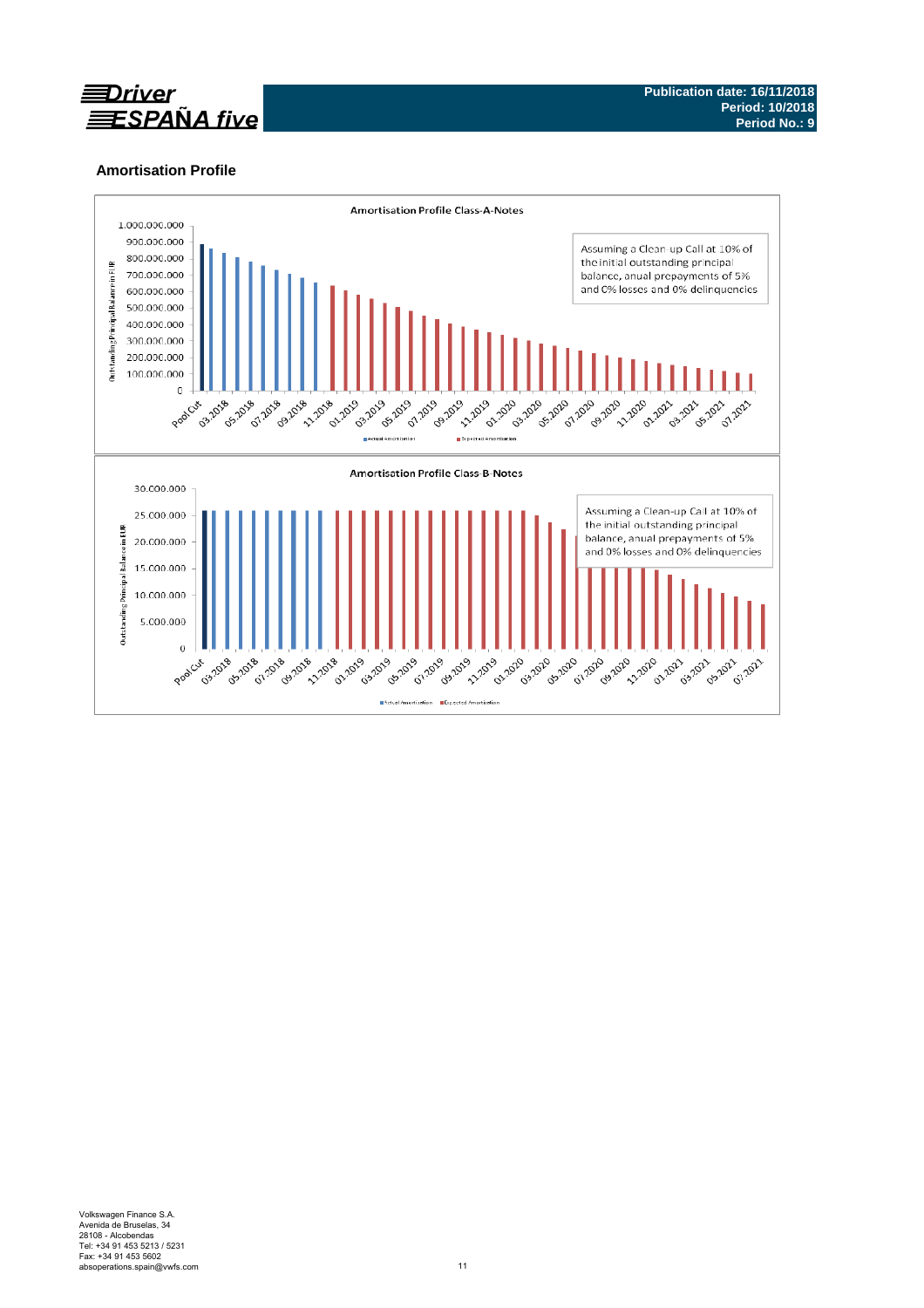## Amortisation Profile

**Amortisation Profile Class-A-Notes**

Assuming a Clean-up Call at 10% of the initial outstanding principal balance, anual prepayments of 5% and 0% losses and 0% delinquencies

■ Actual Amortization ■ Expected Amortization

**Amortisation Profile Class-B-Notes**

Assuming a Clean-up Call at 10% of the initial outstanding principal balance, anual prepayments of 5% and 0% losses and 0% delinquencies

■ Actual Amortization ■ Expected Amortization

Volkswagen Finance S.A.
Avenida de Bruselas, 34
28108 - Alcobendas
Tel: +34 91 453 5213 / 5231
Fax: +34 91 453 5602
absoperations.spain@vwfs.com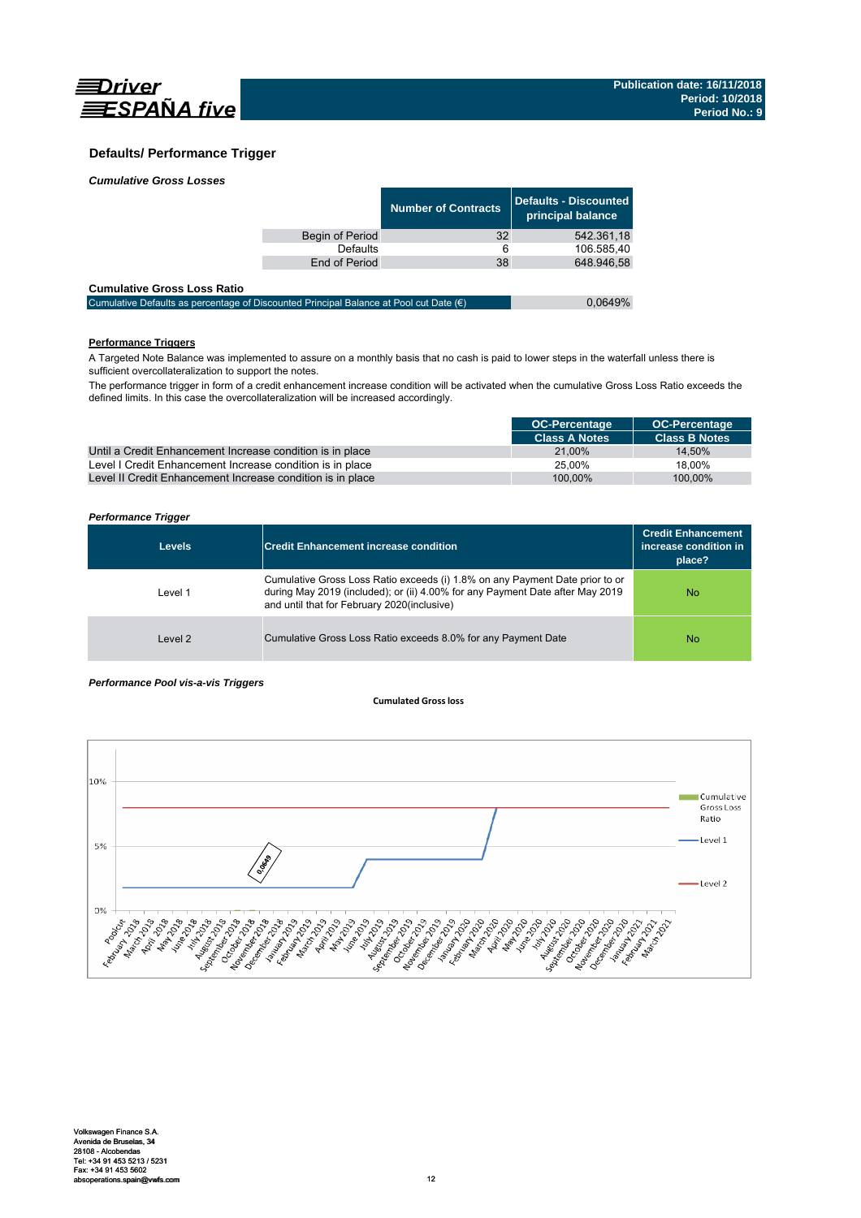## Defaults/ Performance Trigger

*Cumulative Gross Losses*

| | Number of Contracts | Defaults - Discounted principal balance |
|---|---|---|
| Begin of Period | 32 | 542.361,18 |
| Defaults | 6 | 106.585,40 |
| End of Period | 38 | 648.946,58 |

**Cumulative Gross Loss Ratio**

| | |
|---|---|
| Cumulative Defaults as percentage of Discounted Principal Balance at Pool cut Date (€) | 0,0649% |

**Performance Triggers**

A Targeted Note Balance was implemented to assure on a monthly basis that no cash is paid to lower steps in the waterfall unless there is sufficient overcollateralization to support the notes.

The performance trigger in form of a credit enhancement increase condition will be activated when the cumulative Gross Loss Ratio exceeds the defined limits. In this case the overcollateralization will be increased accordingly.

| | OC-Percentage Class A Notes | OC-Percentage Class B Notes |
|---|---|---|
| Until a Credit Enhancement Increase condition is in place | 21,00% | 14,50% |
| Level I Credit Enhancement Increase condition is in place | 25,00% | 18,00% |
| Level II Credit Enhancement Increase condition is in place | 100,00% | 100,00% |

*Performance Trigger*

| Levels | Credit Enhancement increase condition | Credit Enhancement increase condition in place? |
|---|---|---|
| Level 1 | Cumulative Gross Loss Ratio exceeds (i) 1.8% on any Payment Date prior to or during May 2019 (included); or (ii) 4.00% for any Payment Date after May 2019 and until that for February 2020(inclusive) | No |
| Level 2 | Cumulative Gross Loss Ratio exceeds 8.0% for any Payment Date | No |

*Performance Pool vis-a-vis Triggers*

Cumulated Gross loss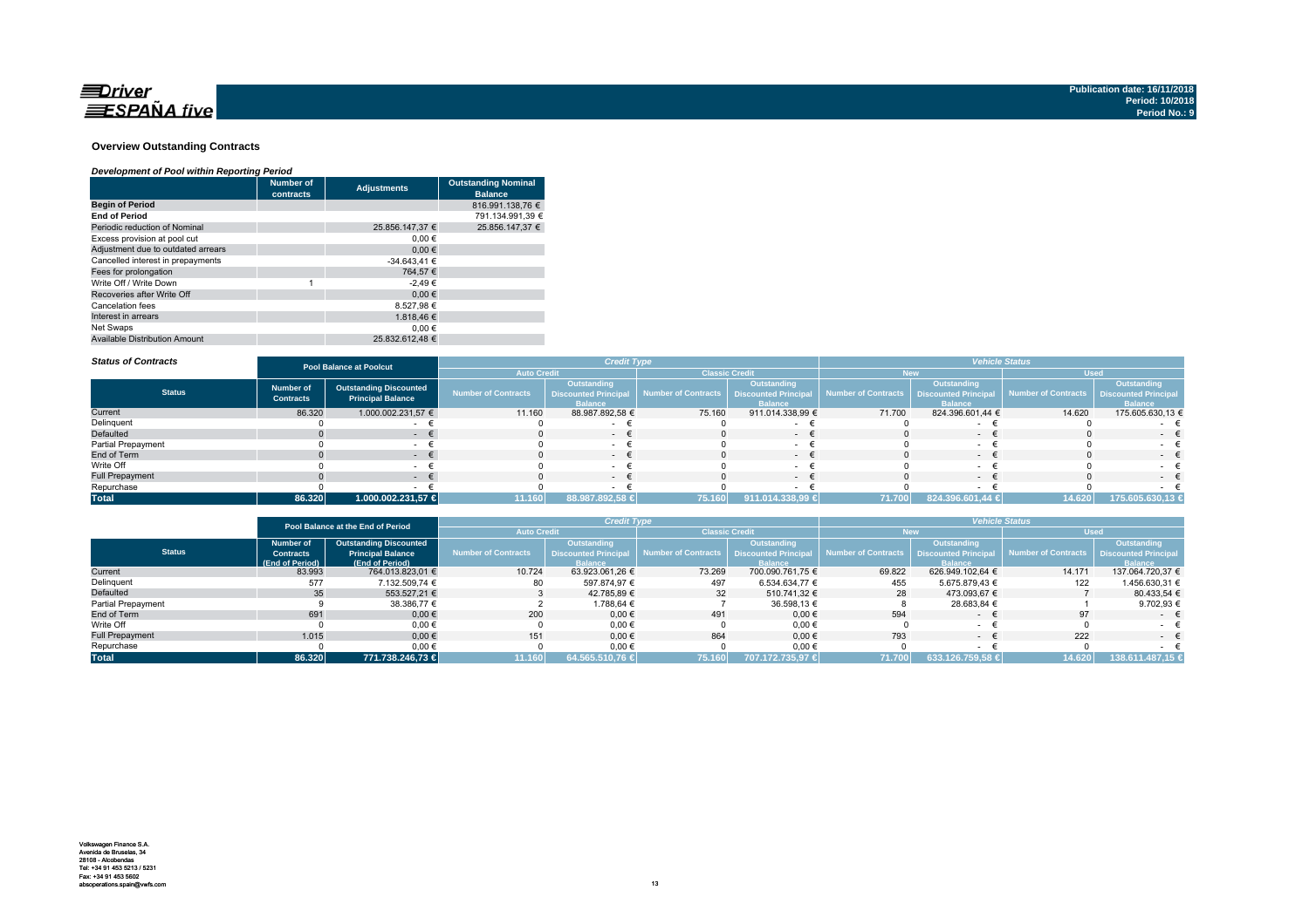Driver ESPAÑA five

Publication date: 16/11/2018
Period: 10/2018
Period No.: 9

## Overview Outstanding Contracts

*Development of Pool within Reporting Period*

| | Number of contracts | Adjustments | Outstanding Nominal Balance |
|---|---|---|---|
| **Begin of Period** | | | 816.991.138,76 € |
| **End of Period** | | | 791.134.991,39 € |
| Periodic reduction of Nominal | | 25.856.147,37 € | 25.856.147,37 € |
| Excess provision at pool cut | | 0,00 € | |
| Adjustment due to outdated arrears | | 0,00 € | |
| Cancelled interest in prepayments | | -34.643,41 € | |
| Fees for prolongation | | 764,57 € | |
| Write Off / Write Down | 1 | -2,49 € | |
| Recoveries after Write Off | | 0,00 € | |
| Cancelation fees | | 8.527,98 € | |
| Interest in arrears | | 1.818,46 € | |
| Net Swaps | | 0,00 € | |
| Available Distribution Amount | | 25.832.612,48 € | |

*Status of Contracts*

| | Pool Balance at Poolcut | | Credit Type | | | | Vehicle Status | | | |
|---|---|---|---|---|---|---|---|---|---|---|
| | | | Auto Credit | | Classic Credit | | New | | Used | |
| **Status** | Number of Contracts | Outstanding Discounted Principal Balance | Number of Contracts | Outstanding Discounted Principal Balance | Number of Contracts | Outstanding Discounted Principal Balance | Number of Contracts | Outstanding Discounted Principal Balance | Number of Contracts | Outstanding Discounted Principal Balance |
| Current | 86.320 | 1.000.002.231,57 € | 11.160 | 88.987.892,58 € | 75.160 | 911.014.338,99 € | 71.700 | 824.396.601,44 € | 14.620 | 175.605.630,13 € |
| Delinquent | 0 | - € | 0 | - € | 0 | - € | 0 | - € | 0 | - € |
| Defaulted | 0 | - € | 0 | - € | 0 | - € | 0 | - € | 0 | - € |
| Partial Prepayment | 0 | - € | 0 | - € | 0 | - € | 0 | - € | 0 | - € |
| End of Term | 0 | - € | 0 | - € | 0 | - € | 0 | - € | 0 | - € |
| Write Off | 0 | - € | 0 | - € | 0 | - € | 0 | - € | 0 | - € |
| Full Prepayment | 0 | - € | 0 | - € | 0 | - € | 0 | - € | 0 | - € |
| Repurchase | 0 | - € | 0 | - € | 0 | - € | 0 | - € | 0 | - € |
| **Total** | **86.320** | **1.000.002.231,57 €** | **11.160** | **88.987.892,58 €** | **75.160** | **911.014.338,99 €** | **71.700** | **824.396.601,44 €** | **14.620** | **175.605.630,13 €** |

| | Pool Balance at the End of Period | | Credit Type | | | | Vehicle Status | | | |
|---|---|---|---|---|---|---|---|---|---|---|
| | | | Auto Credit | | Classic Credit | | New | | Used | |
| **Status** | Number of Contracts (End of Period) | Outstanding Discounted Principal Balance (End of Period) | Number of Contracts | Outstanding Discounted Principal Balance | Number of Contracts | Outstanding Discounted Principal Balance | Number of Contracts | Outstanding Discounted Principal Balance | Number of Contracts | Outstanding Discounted Principal Balance |
| Current | 83.993 | 764.013.823,01 € | 10.724 | 63.923.061,26 € | 73.269 | 700.090.761,75 € | 69.822 | 626.949.102,64 € | 14.171 | 137.064.720,37 € |
| Delinquent | 577 | 7.132.509,74 € | 80 | 597.874,97 € | 497 | 6.534.634,77 € | 455 | 5.675.879,43 € | 122 | 1.456.630,31 € |
| Defaulted | 35 | 553.527,21 € | 3 | 42.785,89 € | 32 | 510.741,32 € | 28 | 473.093,67 € | 7 | 80.433,54 € |
| Partial Prepayment | 9 | 38.386,77 € | 2 | 1.788,64 € | 7 | 36.598,13 € | 8 | 28.683,84 € | 1 | 9.702,93 € |
| End of Term | 691 | 0,00 € | 200 | 0,00 € | 491 | 0,00 € | 594 | - € | 97 | - € |
| Write Off | 0 | 0,00 € | 0 | 0,00 € | 0 | 0,00 € | 0 | - € | 0 | - € |
| Full Prepayment | 1.015 | 0,00 € | 151 | 0,00 € | 864 | 0,00 € | 793 | - € | 222 | - € |
| Repurchase | 0 | 0,00 € | 0 | 0,00 € | 0 | 0,00 € | 0 | - € | 0 | - € |
| **Total** | **86.320** | **771.738.246,73 €** | **11.160** | **64.565.510,76 €** | **75.160** | **707.172.735,97 €** | **71.700** | **633.126.759,58 €** | **14.620** | **138.611.487,15 €** |

Volkswagen Finance S.A.
Avenida de Bruselas, 34
28108 - Alcobendas
Tel: +34 91 453 5213 / 5231
Fax: +34 91 453 5602
absoperations.spain@vwfs.com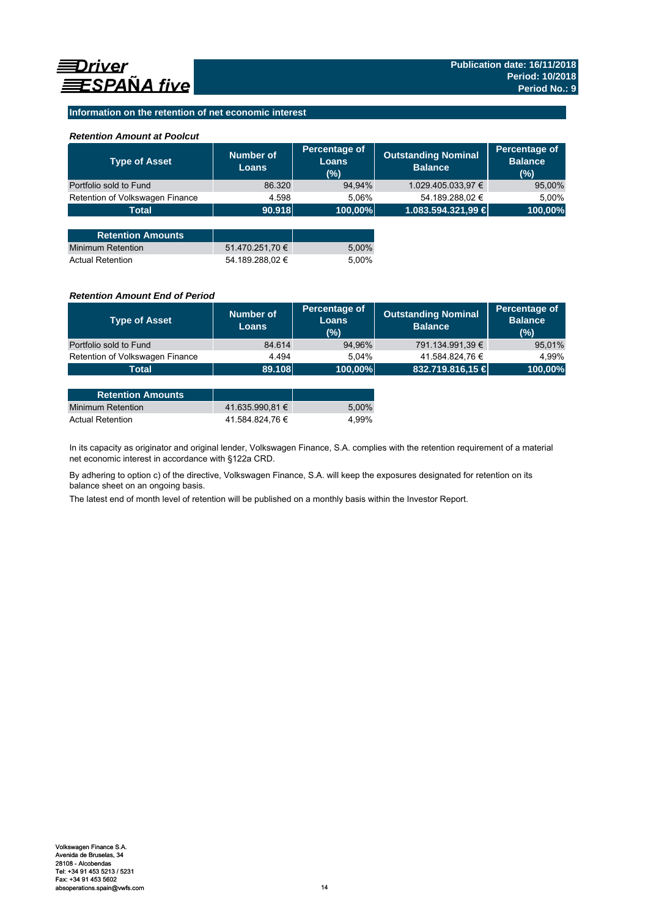Driver ESPAÑA five

**Publication date: 16/11/2018**
**Period: 10/2018**
**Period No.: 9**

## Information on the retention of net economic interest

### *Retention Amount at Poolcut*

| Type of Asset | Number of Loans | Percentage of Loans (%) | Outstanding Nominal Balance | Percentage of Balance (%) |
|---|---|---|---|---|
| Portfolio sold to Fund | 86.320 | 94,94% | 1.029.405.033,97 € | 95,00% |
| Retention of Volkswagen Finance | 4.598 | 5,06% | 54.189.288,02 € | 5,00% |
| **Total** | **90.918** | **100,00%** | **1.083.594.321,99 €** | **100,00%** |

| Retention Amounts | | |
|---|---|---|
| Minimum Retention | 51.470.251,70 € | 5,00% |
| Actual Retention | 54.189.288,02 € | 5,00% |

### *Retention Amount End of Period*

| Type of Asset | Number of Loans | Percentage of Loans (%) | Outstanding Nominal Balance | Percentage of Balance (%) |
|---|---|---|---|---|
| Portfolio sold to Fund | 84.614 | 94,96% | 791.134.991,39 € | 95,01% |
| Retention of Volkswagen Finance | 4.494 | 5,04% | 41.584.824,76 € | 4,99% |
| **Total** | **89.108** | **100,00%** | **832.719.816,15 €** | **100,00%** |

| Retention Amounts | | |
|---|---|---|
| Minimum Retention | 41.635.990,81 € | 5,00% |
| Actual Retention | 41.584.824,76 € | 4,99% |

In its capacity as originator and original lender, Volkswagen Finance, S.A. complies with the retention requirement of a material net economic interest in accordance with §122a CRD.

By adhering to option c) of the directive, Volkswagen Finance, S.A. will keep the exposures designated for retention on its balance sheet on an ongoing basis.

The latest end of month level of retention will be published on a monthly basis within the Investor Report.

Volkswagen Finance S.A.
Avenida de Bruselas, 34
28108 - Alcobendas
Tel: +34 91 453 5213 / 5231
Fax: +34 91 453 5602
absoperations.spain@vwfs.com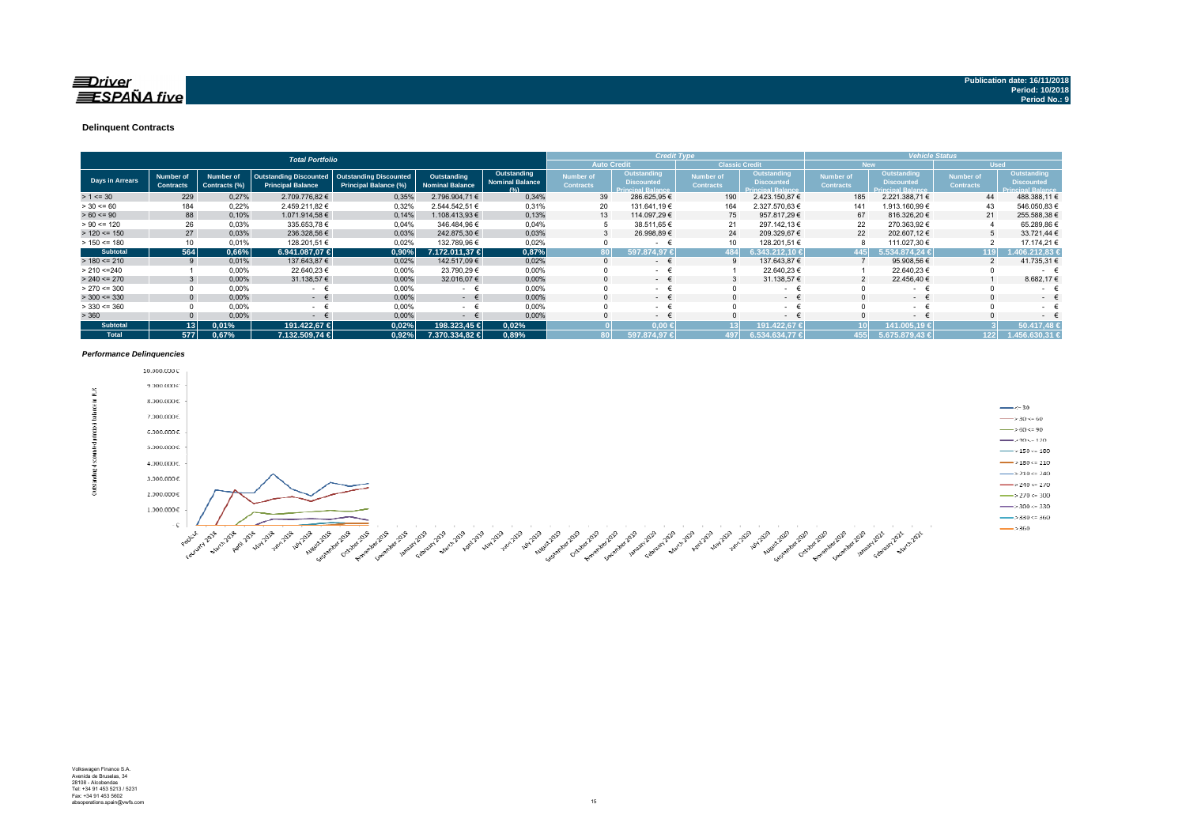**Driver ESPAÑA five**

Publication date: 16/11/2018
Period: 10/2018
Period No.: 9

## Delinquent Contracts

| Total Portfolio | | | | | | | Credit Type | | | | Vehicle Status | | | |
|---|---|---|---|---|---|---|---|---|---|---|---|---|---|---|
| | | | | | | | Auto Credit | | Classic Credit | | New | | Used | |
| Days in Arrears | Number of Contracts | Number of Contracts (%) | Outstanding Discounted Principal Balance | Outstanding Discounted Principal Balance (%) | Outstanding Nominal Balance | Outstanding Nominal Balance (%) | Number of Contracts | Outstanding Discounted Principal Balance | Number of Contracts | Outstanding Discounted Principal Balance | Number of Contracts | Outstanding Discounted Principal Balance | Number of Contracts | Outstanding Discounted Principal Balance |
| > 1 <= 30 | 229 | 0,27% | 2.709.776,82 € | 0,35% | 2.796.904,71 € | 0,34% | 39 | 286.625,95 € | 190 | 2.423.150,87 € | 185 | 2.221.388,71 € | 44 | 488.388,11 € |
| > 30 <= 60 | 184 | 0,22% | 2.459.211,82 € | 0,32% | 2.544.542,51 € | 0,31% | 20 | 131.641,19 € | 164 | 2.327.570,63 € | 141 | 1.913.160,99 € | 43 | 546.050,83 € |
| > 60 <= 90 | 88 | 0,10% | 1.071.914,58 € | 0,14% | 1.108.413,93 € | 0,13% | 13 | 114.097,29 € | 75 | 957.817,29 € | 67 | 816.326,20 € | 21 | 255.588,38 € |
| > 90 <= 120 | 26 | 0,03% | 335.653,78 € | 0,04% | 346.484,96 € | 0,04% | 5 | 38.511,65 € | 21 | 297.142,13 € | 22 | 270.363,92 € | 4 | 65.289,86 € |
| > 120 <= 150 | 27 | 0,03% | 236.328,56 € | 0,03% | 242.875,30 € | 0,03% | 3 | 26.998,89 € | 24 | 209.329,67 € | 22 | 202.607,12 € | 5 | 33.721,44 € |
| > 150 <= 180 | 10 | 0,01% | 128.201,51 € | 0,02% | 132.789,96 € | 0,02% | 0 | - € | 10 | 128.201,51 € | 8 | 111.027,30 € | 2 | 17.174,21 € |
| **Subtotal** | **564** | **0,66%** | **6.941.087,07 €** | **0,90%** | **7.172.011,37 €** | **0,87%** | **80** | **597.874,97 €** | **484** | **6.343.212,10 €** | **445** | **5.534.874,24 €** | **119** | **1.406.212,83 €** |
| > 180 <= 210 | 9 | 0,01% | 137.643,87 € | 0,02% | 142.517,09 € | 0,02% | 0 | - € | 9 | 137.643,87 € | 7 | 95.908,56 € | 2 | 41.735,31 € |
| > 210 <=240 | 1 | 0,00% | 22.640,23 € | 0,00% | 23.790,29 € | 0,00% | 0 | - € | 1 | 22.640,23 € | 1 | 22.640,23 € | 0 | - € |
| > 240 <= 270 | 3 | 0,00% | 31.138,57 € | 0,00% | 32.016,07 € | 0,00% | 0 | - € | 3 | 31.138,57 € | 2 | 22.456,40 € | 1 | 8.682,17 € |
| > 270 <= 300 | 0 | 0,00% | - € | 0,00% | - € | 0,00% | 0 | - € | 0 | - € | 0 | - € | 0 | - € |
| > 300 <= 330 | 0 | 0,00% | - € | 0,00% | - € | 0,00% | 0 | - € | 0 | - € | 0 | - € | 0 | - € |
| > 330 <= 360 | 0 | 0,00% | - € | 0,00% | - € | 0,00% | 0 | - € | 0 | - € | 0 | - € | 0 | - € |
| > 360 | 0 | 0,00% | - € | 0,00% | - € | 0,00% | 0 | - € | 0 | - € | 0 | - € | 0 | - € |
| **Subtotal** | **13** | **0,01%** | **191.422,67 €** | **0,02%** | **198.323,45 €** | **0,02%** | **0** | **0,00 €** | **13** | **191.422,67 €** | **10** | **141.005,19 €** | **3** | **50.417,48 €** |
| **Total** | **577** | **0,67%** | **7.132.509,74 €** | **0,92%** | **7.370.334,82 €** | **0,89%** | **80** | **597.874,97 €** | **497** | **6.534.634,77 €** | **455** | **5.675.879,43 €** | **122** | **1.456.630,31 €** |

*Performance Delinquencies*

Volkswagen Finance S.A.
Avenida de Bruselas, 34
28108 - Alcobendas
Tel: +34 91 453 5213 / 5231
Fax: +34 91 453 5602
absoperations.spain@vwfs.com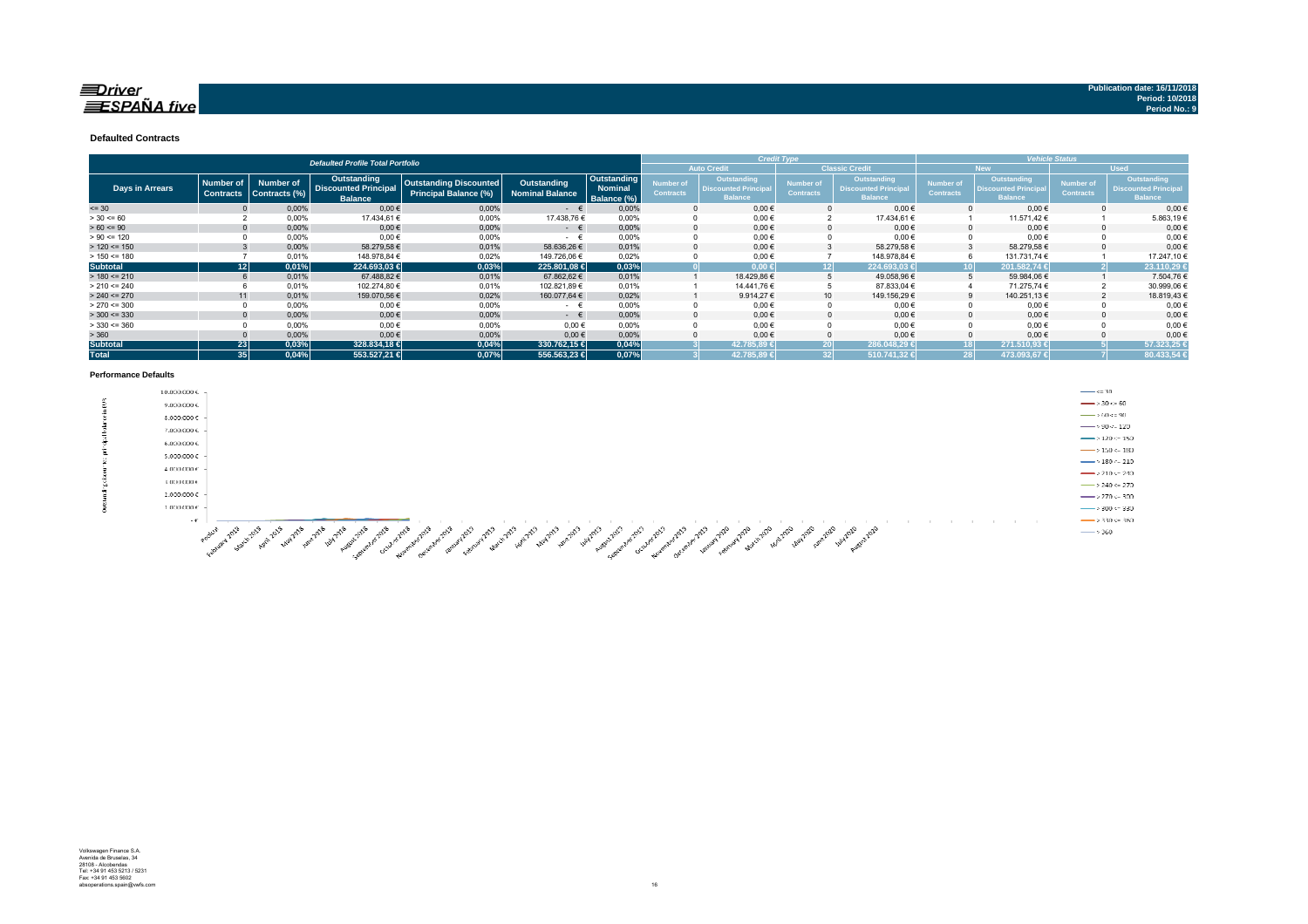Publication date: 16/11/2018
Period: 10/2018
Period No.: 9

### Defaulted Contracts

| Defaulted Profile Total Portfolio | | | | | | | Credit Type | | | | Vehicle Status | | | |
|---|---|---|---|---|---|---|---|---|---|---|---|---|---|---|
| | | | | | | | Auto Credit | | Classic Credit | | New | | Used | |
| Days in Arrears | Number of Contracts | Number of Contracts (%) | Outstanding Discounted Principal Balance | Outstanding Discounted Principal Balance (%) | Outstanding Nominal Balance | Outstanding Nominal Balance (%) | Number of Contracts | Outstanding Discounted Principal Balance | Number of Contracts | Outstanding Discounted Principal Balance | Number of Contracts | Outstanding Discounted Principal Balance | Number of Contracts | Outstanding Discounted Principal Balance |
| <= 30 | 0 | 0,00% | 0,00 € | 0,00% | - € | 0,00% | 0 | 0,00 € | 0 | 0,00 € | 0 | 0,00 € | 0 | 0,00 € |
| > 30 <= 60 | 2 | 0,00% | 17.434,61 € | 0,00% | 17.438,76 € | 0,00% | 0 | 0,00 € | 2 | 17.434,61 € | 1 | 11.571,42 € | 1 | 5.863,19 € |
| > 60 <= 90 | 0 | 0,00% | 0,00 € | 0,00% | - € | 0,00% | 0 | 0,00 € | 0 | 0,00 € | 0 | 0,00 € | 0 | 0,00 € |
| > 90 <= 120 | 0 | 0,00% | 0,00 € | 0,00% | - € | 0,00% | 0 | 0,00 € | 0 | 0,00 € | 0 | 0,00 € | 0 | 0,00 € |
| > 120 <= 150 | 3 | 0,00% | 58.279,58 € | 0,01% | 58.636,26 € | 0,01% | 0 | 0,00 € | 3 | 58.279,58 € | 3 | 58.279,58 € | 0 | 0,00 € |
| > 150 <= 180 | 7 | 0,01% | 148.978,84 € | 0,02% | 149.726,06 € | 0,02% | 0 | 0,00 € | 7 | 148.978,84 € | 6 | 131.731,74 € | 1 | 17.247,10 € |
| **Subtotal** | **12** | **0,01%** | **224.693,03 €** | **0,03%** | **225.801,08 €** | **0,03%** | **0** | **0,00 €** | **12** | **224.693,03 €** | **10** | **201.582,74 €** | **2** | **23.110,29 €** |
| > 180 <= 210 | 6 | 0,01% | 67.488,82 € | 0,01% | 67.862,62 € | 0,01% | 1 | 18.429,86 € | 5 | 49.058,96 € | 5 | 59.984,06 € | 1 | 7.504,76 € |
| > 210 <= 240 | 6 | 0,01% | 102.274,80 € | 0,01% | 102.821,89 € | 0,01% | 1 | 14.441,76 € | 5 | 87.833,04 € | 4 | 71.275,74 € | 2 | 30.999,06 € |
| > 240 <= 270 | 11 | 0,01% | 159.070,56 € | 0,02% | 160.077,64 € | 0,02% | 1 | 9.914,27 € | 10 | 149.156,29 € | 9 | 140.251,13 € | 2 | 18.819,43 € |
| > 270 <= 300 | 0 | 0,00% | 0,00 € | 0,00% | - € | 0,00% | 0 | 0,00 € | 0 | 0,00 € | 0 | 0,00 € | 0 | 0,00 € |
| > 300 <= 330 | 0 | 0,00% | 0,00 € | 0,00% | - € | 0,00% | 0 | 0,00 € | 0 | 0,00 € | 0 | 0,00 € | 0 | 0,00 € |
| > 330 <= 360 | 0 | 0,00% | 0,00 € | 0,00% | 0,00 € | 0,00% | 0 | 0,00 € | 0 | 0,00 € | 0 | 0,00 € | 0 | 0,00 € |
| > 360 | 0 | 0,00% | 0,00 € | 0,00% | 0,00 € | 0,00% | 0 | 0,00 € | 0 | 0,00 € | 0 | 0,00 € | 0 | 0,00 € |
| **Subtotal** | **23** | **0,03%** | **328.834,18 €** | **0,04%** | **330.762,15 €** | **0,04%** | **3** | **42.785,89 €** | **20** | **286.048,29 €** | **18** | **271.510,93 €** | **5** | **57.323,25 €** |
| **Total** | **35** | **0,04%** | **553.527,21 €** | **0,07%** | **556.563,23 €** | **0,07%** | **3** | **42.785,89 €** | **32** | **510.741,32 €** | **28** | **473.093,67 €** | **7** | **80.433,54 €** |

### Performance Defaults

Volkswagen Finance S.A.
Avenida de Bruselas, 34
28108 - Alcobendas
Tel: +34 91 453 5213 / 5231
Fax: +34 91 453 5602
absoperations.spain@vwfs.com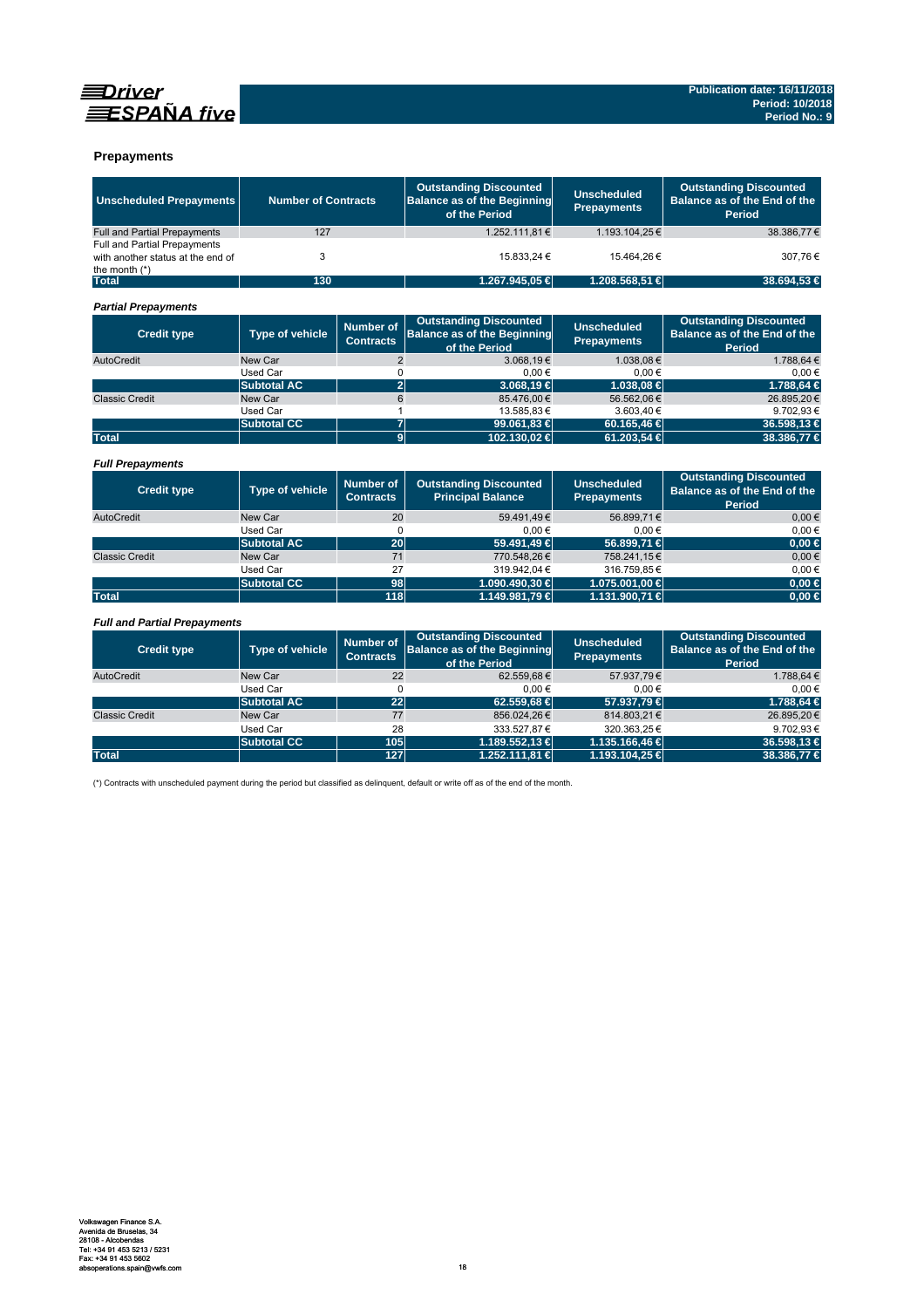## Prepayments

| Unscheduled Prepayments | Number of Contracts | Outstanding Discounted Balance as of the Beginning of the Period | Unscheduled Prepayments | Outstanding Discounted Balance as of the End of the Period |
|---|---|---|---|---|
| Full and Partial Prepayments | 127 | 1.252.111,81 € | 1.193.104,25 € | 38.386,77 € |
| Full and Partial Prepayments with another status at the end of the month (*) | 3 | 15.833,24 € | 15.464,26 € | 307,76 € |
| **Total** | **130** | **1.267.945,05 €** | **1.208.568,51 €** | **38.694,53 €** |

### *Partial Prepayments*

| Credit type | Type of vehicle | Number of Contracts | Outstanding Discounted Balance as of the Beginning of the Period | Unscheduled Prepayments | Outstanding Discounted Balance as of the End of the Period |
|---|---|---|---|---|---|
| AutoCredit | New Car | 2 | 3.068,19 € | 1.038,08 € | 1.788,64 € |
| | Used Car | 0 | 0,00 € | 0,00 € | 0,00 € |
| | **Subtotal AC** | **2** | **3.068,19 €** | **1.038,08 €** | **1.788,64 €** |
| Classic Credit | New Car | 6 | 85.476,00 € | 56.562,06 € | 26.895,20 € |
| | Used Car | 1 | 13.585,83 € | 3.603,40 € | 9.702,93 € |
| | **Subtotal CC** | **7** | **99.061,83 €** | **60.165,46 €** | **36.598,13 €** |
| **Total** | | **9** | **102.130,02 €** | **61.203,54 €** | **38.386,77 €** |

### *Full Prepayments*

| Credit type | Type of vehicle | Number of Contracts | Outstanding Discounted Principal Balance | Unscheduled Prepayments | Outstanding Discounted Balance as of the End of the Period |
|---|---|---|---|---|---|
| AutoCredit | New Car | 20 | 59.491,49 € | 56.899,71 € | 0,00 € |
| | Used Car | 0 | 0,00 € | 0,00 € | 0,00 € |
| | **Subtotal AC** | **20** | **59.491,49 €** | **56.899,71 €** | **0,00 €** |
| Classic Credit | New Car | 71 | 770.548,26 € | 758.241,15 € | 0,00 € |
| | Used Car | 27 | 319.942,04 € | 316.759,85 € | 0,00 € |
| | **Subtotal CC** | **98** | **1.090.490,30 €** | **1.075.001,00 €** | **0,00 €** |
| **Total** | | **118** | **1.149.981,79 €** | **1.131.900,71 €** | **0,00 €** |

### *Full and Partial Prepayments*

| Credit type | Type of vehicle | Number of Contracts | Outstanding Discounted Balance as of the Beginning of the Period | Unscheduled Prepayments | Outstanding Discounted Balance as of the End of the Period |
|---|---|---|---|---|---|
| AutoCredit | New Car | 22 | 62.559,68 € | 57.937,79 € | 1.788,64 € |
| | Used Car | 0 | 0,00 € | 0,00 € | 0,00 € |
| | **Subtotal AC** | **22** | **62.559,68 €** | **57.937,79 €** | **1.788,64 €** |
| Classic Credit | New Car | 77 | 856.024,26 € | 814.803,21 € | 26.895,20 € |
| | Used Car | 28 | 333.527,87 € | 320.363,25 € | 9.702,93 € |
| | **Subtotal CC** | **105** | **1.189.552,13 €** | **1.135.166,46 €** | **36.598,13 €** |
| **Total** | | **127** | **1.252.111,81 €** | **1.193.104,25 €** | **38.386,77 €** |

(*) Contracts with unscheduled payment during the period but classified as delinquent, default or write off as of the end of the month.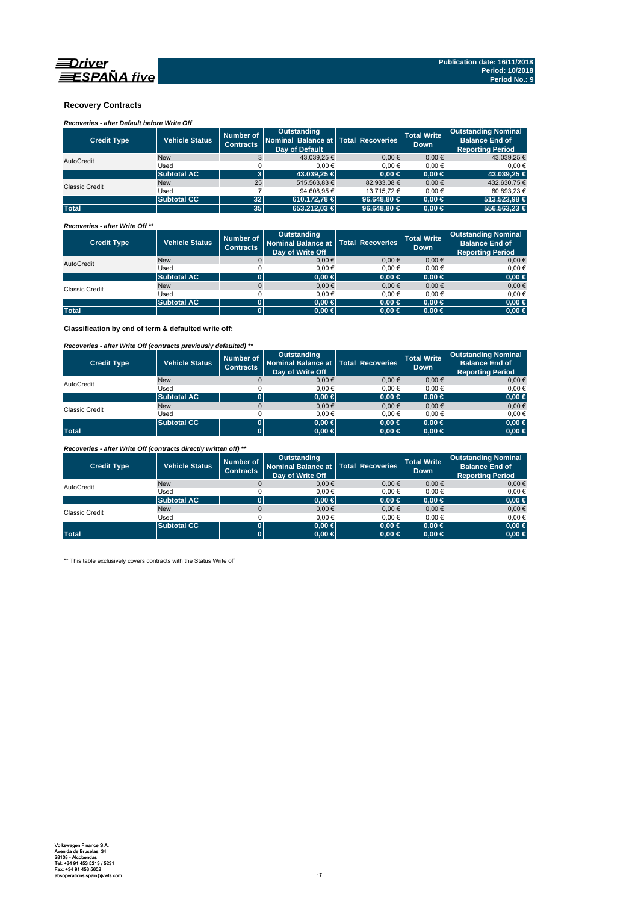## Recovery Contracts

*Recoveries - after Default before Write Off*

| Credit Type | Vehicle Status | Number of Contracts | Outstanding Nominal Balance at Day of Default | Total Recoveries | Total Write Down | Outstanding Nominal Balance End of Reporting Period |
|---|---|---|---|---|---|---|
| AutoCredit | New | 3 | 43.039,25 € | 0,00 € | 0,00 € | 43.039,25 € |
| | Used | 0 | 0,00 € | 0,00 € | 0,00 € | 0,00 € |
| | **Subtotal AC** | **3** | **43.039,25 €** | **0,00 €** | **0,00 €** | **43.039,25 €** |
| Classic Credit | New | 25 | 515.563,83 € | 82.933,08 € | 0,00 € | 432.630,75 € |
| | Used | 7 | 94.608,95 € | 13.715,72 € | 0,00 € | 80.893,23 € |
| | **Subtotal CC** | **32** | **610.172,78 €** | **96.648,80 €** | **0,00 €** | **513.523,98 €** |
| **Total** | | **35** | **653.212,03 €** | **96.648,80 €** | **0,00 €** | **556.563,23 €** |

*Recoveries - after Write Off \*\**

| Credit Type | Vehicle Status | Number of Contracts | Outstanding Nominal Balance at Day of Write Off | Total Recoveries | Total Write Down | Outstanding Nominal Balance End of Reporting Period |
|---|---|---|---|---|---|---|
| AutoCredit | New | 0 | 0,00 € | 0,00 € | 0,00 € | 0,00 € |
| | Used | 0 | 0,00 € | 0,00 € | 0,00 € | 0,00 € |
| | **Subtotal AC** | **0** | **0,00 €** | **0,00 €** | **0,00 €** | **0,00 €** |
| Classic Credit | New | 0 | 0,00 € | 0,00 € | 0,00 € | 0,00 € |
| | Used | 0 | 0,00 € | 0,00 € | 0,00 € | 0,00 € |
| | **Subtotal AC** | **0** | **0,00 €** | **0,00 €** | **0,00 €** | **0,00 €** |
| **Total** | | **0** | **0,00 €** | **0,00 €** | **0,00 €** | **0,00 €** |

**Classification by end of term & defaulted write off:**

*Recoveries - after Write Off (contracts previously defaulted) \*\**

| Credit Type | Vehicle Status | Number of Contracts | Outstanding Nominal Balance at Day of Write Off | Total Recoveries | Total Write Down | Outstanding Nominal Balance End of Reporting Period |
|---|---|---|---|---|---|---|
| AutoCredit | New | 0 | 0,00 € | 0,00 € | 0,00 € | 0,00 € |
| | Used | 0 | 0,00 € | 0,00 € | 0,00 € | 0,00 € |
| | **Subtotal AC** | **0** | **0,00 €** | **0,00 €** | **0,00 €** | **0,00 €** |
| Classic Credit | New | 0 | 0,00 € | 0,00 € | 0,00 € | 0,00 € |
| | Used | 0 | 0,00 € | 0,00 € | 0,00 € | 0,00 € |
| | **Subtotal CC** | **0** | **0,00 €** | **0,00 €** | **0,00 €** | **0,00 €** |
| **Total** | | **0** | **0,00 €** | **0,00 €** | **0,00 €** | **0,00 €** |

*Recoveries - after Write Off (contracts directly written off) \*\**

| Credit Type | Vehicle Status | Number of Contracts | Outstanding Nominal Balance at Day of Write Off | Total Recoveries | Total Write Down | Outstanding Nominal Balance End of Reporting Period |
|---|---|---|---|---|---|---|
| AutoCredit | New | 0 | 0,00 € | 0,00 € | 0,00 € | 0,00 € |
| | Used | 0 | 0,00 € | 0,00 € | 0,00 € | 0,00 € |
| | **Subtotal AC** | **0** | **0,00 €** | **0,00 €** | **0,00 €** | **0,00 €** |
| Classic Credit | New | 0 | 0,00 € | 0,00 € | 0,00 € | 0,00 € |
| | Used | 0 | 0,00 € | 0,00 € | 0,00 € | 0,00 € |
| | **Subtotal CC** | **0** | **0,00 €** | **0,00 €** | **0,00 €** | **0,00 €** |
| **Total** | | **0** | **0,00 €** | **0,00 €** | **0,00 €** | **0,00 €** |

\*\* This table exclusively covers contracts with the Status Write off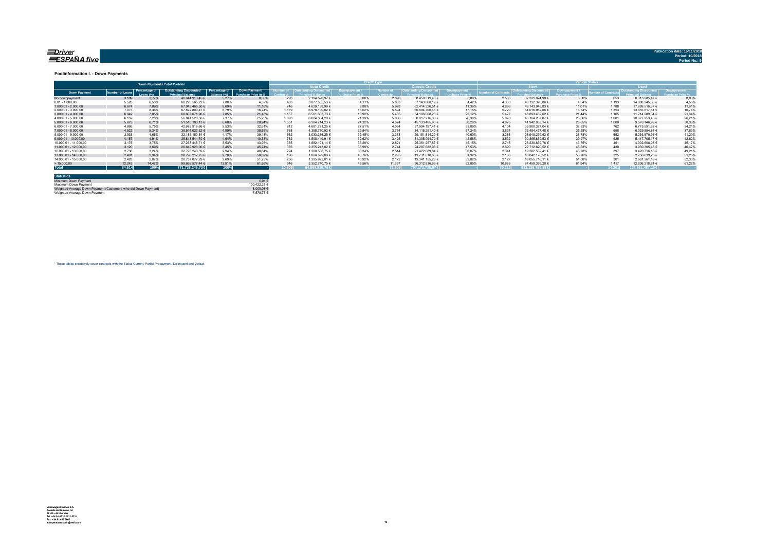## Poolinformation I. - Down Payments

| Down Payments Total Porfolio | | | | | | Credit Type | | | | | | Vehicle Status | | | | | |
|---|---|---|---|---|---|---|---|---|---|---|---|---|---|---|---|---|---|
| | | | | | | Auto Credit | | | Classic Credit | | | New | | | Used | | |
| Down Payment | Number of Loans | Percentage of Loans (%) | Outstanding Discounted Principal Balance | Percentage of Balance (%) | Down Payment/ Purchase Price in % | Number of Contracts | Outstanding Discounted Principal Balance | Downpayment / Purchase Price % | Number of Contracts | Outstanding Discounted Principal Balance | Downpayment / Purchase Price % | Number of Contracts | Outstanding Discounted Principal Balance | Downpayment / Purchase Price % | Number of Contracts | Outstanding Discounted Principal Balance | Downpayment / Purchase Price % |
| No downpayment | 3.189 | 3,77% | 40.644.910,45 € | 5,27% | 0,00% | 293 | 2.194.590,97 € | 0,00% | 2.896 | 38.450.319,48 € | 0,00% | 2.536 | 32.331.624,98 € | 0,00% | 653 | 8.313.285,47 € | 0,00% |
| 0,01 - 1.000,00 | 5.526 | 6,53% | 60.220.565,72 € | 7,80% | 4,39% | 463 | 3.077.505,53 € | 4,11% | 5.063 | 57.143.060,19 € | 4,42% | 4.333 | 46.132.320,06 € | 4,34% | 1.193 | 14.088.245,66 € | 4,55% |
| 1.000,01 - 2.000,00 | 6.674 | 7,89% | 67.043.465,50 € | 8,69% | 11,16% | 746 | 4.629.138,99 € | 9,88% | 5.928 | 62.414.326,51 € | 11,36% | 4.886 | 49.143.948,83 € | 11,01% | 1.788 | 17.899.516,67 € | 11,61% |
| 2.000,01 - 3.000,00 | 7.073 | 8,36% | 67.872.800,47 € | 8,79% | 16,74% | 1.179 | 6.978.100,02 € | 15,02% | 5.894 | 60.894.700,45 € | 17,15% | 5.720 | 54.016.982,66 € | 16,74% | 1.353 | 13.855.817,81 € | 16,74% |
| 3.000,01 - 4.000,00 | 6.642 | 7,85% | 60.607.671,96 € | 7,85% | 21,48% | 1.157 | 6.501.663,73 € | 18,92% | 5.485 | 54.106.008,23 € | 22,12% | 5.477 | 48.893.462,62 € | 21,44% | 1.165 | 11.714.209,34 € | 21,64% |
| 4.000,01 - 5.000,00 | 6.159 | 7,28% | 56.841.520,50 € | 7,37% | 25,25% | 1.093 | 6.824.304,20 € | 21,39% | 5.066 | 50.017.216,30 € | 26,30% | 5.078 | 46.164.267,07 € | 25,06% | 1.081 | 10.677.253,43 € | 26,21% |
| 5.000,01 - 6.000,00 | 5.675 | 6,71% | 51.518.180,13 € | 6,68% | 28,94% | 1.051 | 6.384.714,23 € | 24,32% | 4.624 | 45.133.465,90 € | 30,28% | 4.675 | 41.942.033,14 € | 28,65% | 1.000 | 9.576.146,99 € | 30,36% |
| 6.000,01 - 7.000,00 | 4.866 | 5,75% | 42.675.918,66 € | 5,53% | 32,61% | 812 | 4.681.721,25 € | 27,51% | 4.054 | 37.994.197,41 € | 33,89% | 4.104 | 35.900.327,04 € | 32,33% | 762 | 6.775.591,62 € | 34,21% |
| 7.000,01 - 8.000,00 | 4.522 | 5,34% | 38.514.022,32 € | 4,99% | 35,65% | 768 | 4.398.730,92 € | 29,54% | 3.754 | 34.115.291,40 € | 37,24% | 3.824 | 32.484.427,48 € | 35,28% | 698 | 6.029.594,84 € | 37,83% |
| 8.000,01 - 9.000,00 | 3.935 | 4,65% | 32.185.150,54 € | 4,17% | 39,18% | 562 | 3.033.336,25 € | 32,45% | 3.373 | 29.151.814,29 € | 40,60% | 3.283 | 26.948.279,63 € | 38,78% | 652 | 5.236.870,91 € | 41,29% |
| 9.000,01 - 10.000,00 | 4.157 | 4,91% | 35.813.544,70 € | 4,64% | 40,38% | 732 | 4.508.449,91 € | 32,62% | 3.425 | 31.305.094,79 € | 42,58% | 3.532 | 30.365.839,53 € | 39,97% | 625 | 5.447.705,17 € | 42,82% |
| 10.000,01 - 11.000,00 | 3.176 | 3,75% | 27.233.448,71 € | 3,53% | 43,95% | 355 | 1.882.191,14 € | 36,29% | 2.821 | 25.351.257,57 € | 45,15% | 2.715 | 23.230.839,78 € | 43,75% | 461 | 4.002.608,93 € | 45,17% |
| 11.000,01 - 12.000,00 | 3.120 | 3,69% | 26.642.926,00 € | 3,45% | 45,74% | 376 | 2.355.243,02 € | 35,99% | 2.744 | 24.287.682,98 € | 47,53% | 2.690 | 22.712.620,52 € | 45,63% | 430 | 3.930.305,48 € | 46,47% |
| 12.000,01 - 13.000,00 | 2.738 | 3,24% | 22.723.248,59 € | 2,94% | 48,84% | 224 | 1.300.558,75 € | 38,34% | 2.514 | 21.422.689,84 € | 50,07% | 2.341 | 19.302.532,41 € | 48,78% | 397 | 3.420.716,18 € | 49,21% |
| 13.000,01 - 14.000,00 | 2.491 | 2,94% | 20.798.217,75 € | 2,70% | 50,82% | 196 | 1.066.599,09 € | 40,76% | 2.295 | 19.731.618,66 € | 51,92% | 2.166 | 18.042.178,52 € | 50,76% | 325 | 2.756.039,23 € | 51,25% |
| 14.000,01 - 15.000,00 | 2.428 | 2,87% | 20.737.077,29 € | 2,69% | 51,23% | 256 | 1.395.922,01 € | 40,92% | 2.172 | 19.341.155,28 € | 52,82% | 2.127 | 18.055.716,11 € | 51,08% | 301 | 2.681.361,18 € | 52,30% |
| > 15.000,00 | 12.243 | 14,47% | 99.665.577,44 € | 12,91% | 61,86% | 546 | 3.352.740,75 € | 45,56% | 11.697 | 96.312.836,69 € | 62,85% | 10.826 | 87.459.359,20 € | 61,94% | 1.417 | 12.206.218,24 € | 61,22% |
| Total | 84.614 | 100% | 771.738.246,73 € | 100% | - | 10.809 | 64.565.510,76 € | - | 73.805 | 707.172.735,97 € | - | 70.313 | 633.126.759,58 € | - | 14.301 | 138.611.487,15 € | - |

| Statistics | |
|---|---|
| Minimum Down Payment | 0,01 € |
| Maximum Down Payment | 100.422,31 € |
| Weighted Average Down Payment (Customers who did Down Payment) | 8.000,08 € |
| Weighted Average Down Payment | 7.578,75 € |

* These tables exclusively cover contracts with the Status Current, Partial Prepayment, Delinquent and Default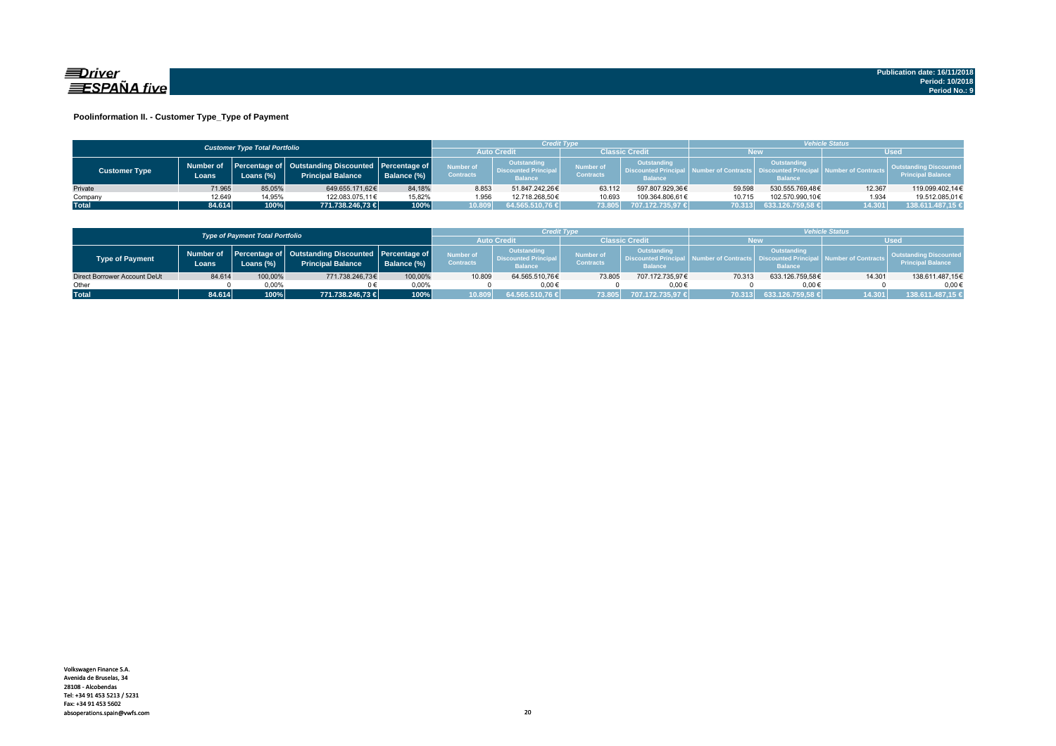Driver ESPAÑA five

Publication date: 16/11/2018
Period: 10/2018
Period No.: 9

## Poolinformation II. - Customer Type_Type of Payment

| Customer Type Total Portfolio | | | | | Credit Type | | | | Vehicle Status | | | |
|---|---|---|---|---|---|---|---|---|---|---|---|---|
| | | | | | Auto Credit | | Classic Credit | | New | | Used | |
| Customer Type | Number of Loans | Percentage of Loans (%) | Outstanding Discounted Principal Balance | Percentage of Balance (%) | Number of Contracts | Outstanding Discounted Principal Balance | Number of Contracts | Outstanding Discounted Principal Balance | Number of Contracts | Outstanding Discounted Principal Balance | Number of Contracts | Outstanding Discounted Principal Balance |
| Private | 71.965 | 85,05% | 649.655.171,62€ | 84,18% | 8.853 | 51.847.242,26€ | 63.112 | 597.807.929,36€ | 59.598 | 530.555.769,48€ | 12.367 | 119.099.402,14€ |
| Company | 12.649 | 14,95% | 122.083.075,11€ | 15,82% | 1.956 | 12.718.268,50€ | 10.693 | 109.364.806,61€ | 10.715 | 102.570.990,10€ | 1.934 | 19.512.085,01€ |
| **Total** | **84.614** | **100%** | **771.738.246,73 €** | **100%** | **10.809** | **64.565.510,76 €** | **73.805** | **707.172.735,97 €** | **70.313** | **633.126.759,58 €** | **14.301** | **138.611.487,15 €** |

| Type of Payment Total Portfolio | | | | | Credit Type | | | | Vehicle Status | | | |
|---|---|---|---|---|---|---|---|---|---|---|---|---|
| | | | | | Auto Credit | | Classic Credit | | New | | Used | |
| Type of Payment | Number of Loans | Percentage of Loans (%) | Outstanding Discounted Principal Balance | Percentage of Balance (%) | Number of Contracts | Outstanding Discounted Principal Balance | Number of Contracts | Outstanding Discounted Principal Balance | Number of Contracts | Outstanding Discounted Principal Balance | Number of Contracts | Outstanding Discounted Principal Balance |
| Direct Borrower Account DeUt | 84.614 | 100,00% | 771.738.246,73€ | 100,00% | 10.809 | 64.565.510,76€ | 73.805 | 707.172.735,97€ | 70.313 | 633.126.759,58€ | 14.301 | 138.611.487,15€ |
| Other | 0 | 0,00% | 0 € | 0,00% | 0 | 0,00€ | 0 | 0,00€ | 0 | 0,00€ | 0 | 0,00€ |
| **Total** | **84.614** | **100%** | **771.738.246,73 €** | **100%** | **10.809** | **64.565.510,76 €** | **73.805** | **707.172.735,97 €** | **70.313** | **633.126.759,58 €** | **14.301** | **138.611.487,15 €** |

Volkswagen Finance S.A.
Avenida de Bruselas, 34
28108 - Alcobendas
Tel: +34 91 453 5213 / 5231
Fax: +34 91 453 5602
absoperations.spain@vwfs.com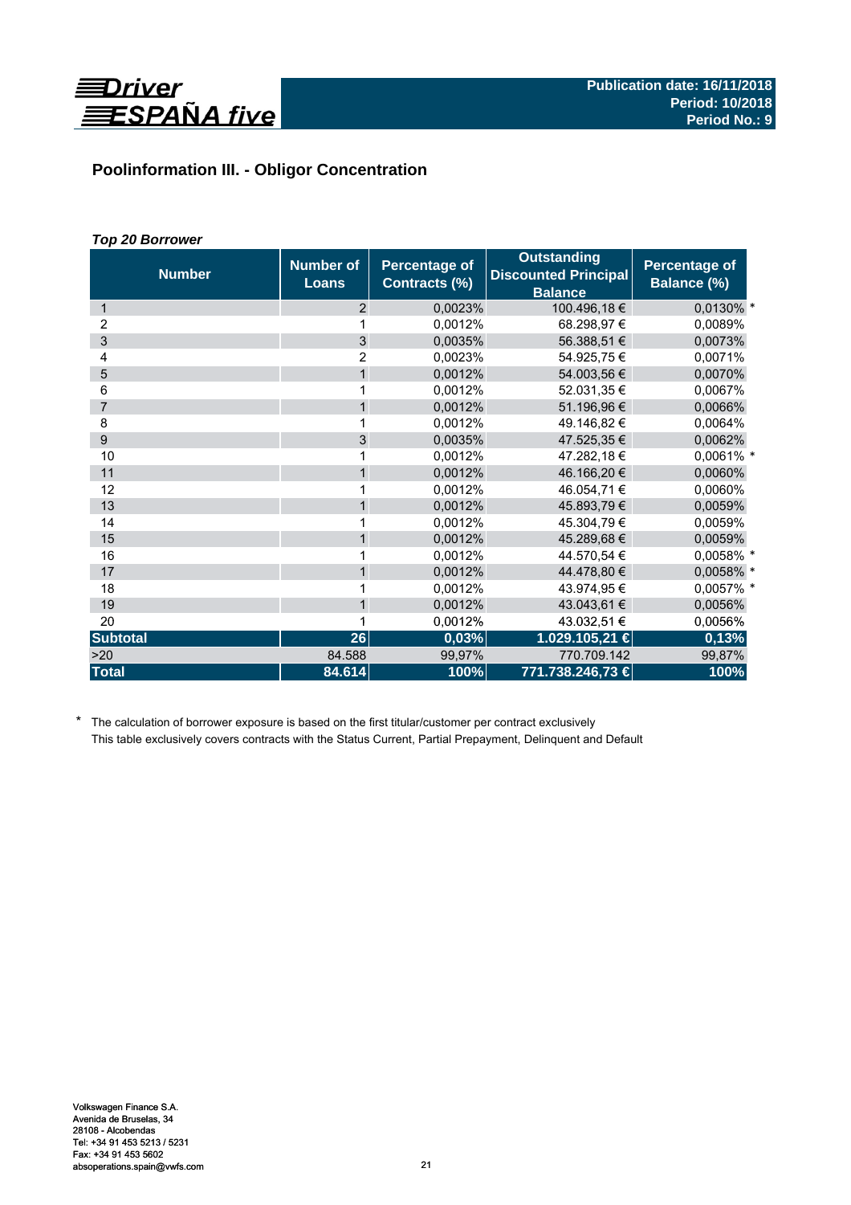## Poolinformation III. - Obligor Concentration

### *Top 20 Borrower*

| Number | Number of Loans | Percentage of Contracts (%) | Outstanding Discounted Principal Balance | Percentage of Balance (%) |
|---|---|---|---|---|
| 1 | 2 | 0,0023% | 100.496,18 € | 0,0130% * |
| 2 | 1 | 0,0012% | 68.298,97 € | 0,0089% |
| 3 | 3 | 0,0035% | 56.388,51 € | 0,0073% |
| 4 | 2 | 0,0023% | 54.925,75 € | 0,0071% |
| 5 | 1 | 0,0012% | 54.003,56 € | 0,0070% |
| 6 | 1 | 0,0012% | 52.031,35 € | 0,0067% |
| 7 | 1 | 0,0012% | 51.196,96 € | 0,0066% |
| 8 | 1 | 0,0012% | 49.146,82 € | 0,0064% |
| 9 | 3 | 0,0035% | 47.525,35 € | 0,0062% |
| 10 | 1 | 0,0012% | 47.282,18 € | 0,0061% * |
| 11 | 1 | 0,0012% | 46.166,20 € | 0,0060% |
| 12 | 1 | 0,0012% | 46.054,71 € | 0,0060% |
| 13 | 1 | 0,0012% | 45.893,79 € | 0,0059% |
| 14 | 1 | 0,0012% | 45.304,79 € | 0,0059% |
| 15 | 1 | 0,0012% | 45.289,68 € | 0,0059% |
| 16 | 1 | 0,0012% | 44.570,54 € | 0,0058% * |
| 17 | 1 | 0,0012% | 44.478,80 € | 0,0058% * |
| 18 | 1 | 0,0012% | 43.974,95 € | 0,0057% * |
| 19 | 1 | 0,0012% | 43.043,61 € | 0,0056% |
| 20 | 1 | 0,0012% | 43.032,51 € | 0,0056% |
| **Subtotal** | **26** | **0,03%** | **1.029.105,21 €** | **0,13%** |
| >20 | 84.588 | 99,97% | 770.709.142 | 99,87% |
| **Total** | **84.614** | **100%** | **771.738.246,73 €** | **100%** |

\* The calculation of borrower exposure is based on the first titular/customer per contract exclusively
This table exclusively covers contracts with the Status Current, Partial Prepayment, Delinquent and Default

Volkswagen Finance S.A.
Avenida de Bruselas, 34
28108 - Alcobendas
Tel: +34 91 453 5213 / 5231
Fax: +34 91 453 5602
absoperations.spain@vwfs.com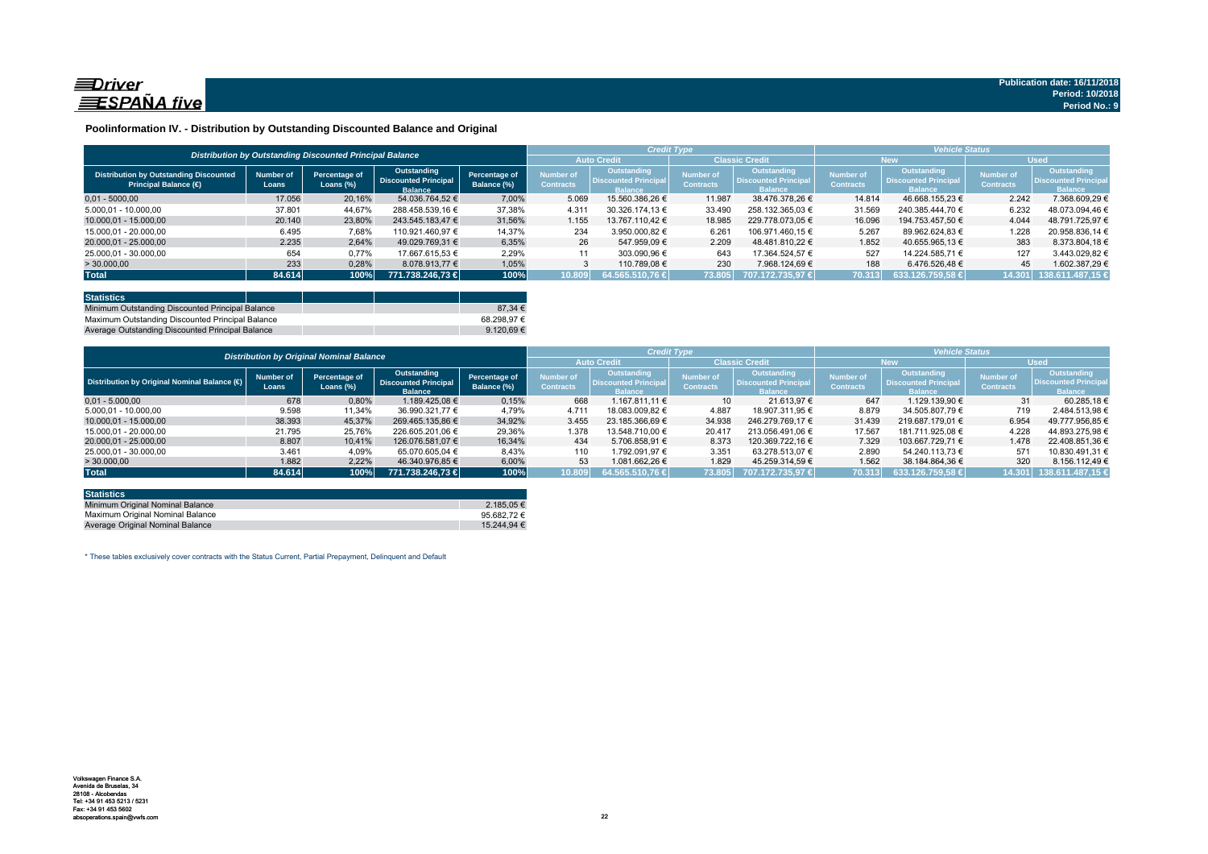Publication date: 16/11/2018
Period: 10/2018
Period No.: 9

## Poolinformation IV. - Distribution by Outstanding Discounted Balance and Original

| *Distribution by Outstanding Discounted Principal Balance* | | | | | *Credit Type* | | | | *Vehicle Status* | | | |
|---|---|---|---|---|---|---|---|---|---|---|---|---|
| | | | | | Auto Credit | | Classic Credit | | New | | Used | |
| Distribution by Outstanding Discounted Principal Balance (€) | Number of Loans | Percentage of Loans (%) | Outstanding Discounted Principal Balance | Percentage of Balance (%) | Number of Contracts | Outstanding Discounted Principal Balance | Number of Contracts | Outstanding Discounted Principal Balance | Number of Contracts | Outstanding Discounted Principal Balance | Number of Contracts | Outstanding Discounted Principal Balance |
| 0,01 - 5.000,00 | 17.056 | 20,16% | 54.036.764,52 € | 7,00% | 5.069 | 15.560.386,26 € | 11.987 | 38.476.378,26 € | 14.814 | 46.668.155,23 € | 2.242 | 7.368.609,29 € |
| 5.000,01 - 10.000,00 | 37.801 | 44,67% | 288.458.539,16 € | 37,38% | 4.311 | 30.326.174,13 € | 33.490 | 258.132.365,03 € | 31.569 | 240.385.444,70 € | 6.232 | 48.073.094,46 € |
| 10.000,01 - 15.000,00 | 20.140 | 23,80% | 243.545.183,47 € | 31,56% | 1.155 | 13.767.110,42 € | 18.985 | 229.778.073,05 € | 16.096 | 194.753.457,50 € | 4.044 | 48.791.725,97 € |
| 15.000,01 - 20.000,00 | 6.495 | 7,68% | 110.921.460,97 € | 14,37% | 234 | 3.950.000,82 € | 6.261 | 106.971.460,15 € | 5.267 | 89.962.624,83 € | 1.228 | 20.958.836,14 € |
| 20.000,01 - 25.000,00 | 2.235 | 2,64% | 49.029.769,31 € | 6,35% | 26 | 547.959,09 € | 2.209 | 48.481.810,22 € | 1.852 | 40.655.965,13 € | 383 | 8.373.804,18 € |
| 25.000,01 - 30.000,00 | 654 | 0,77% | 17.667.615,53 € | 2,29% | 11 | 303.090,96 € | 643 | 17.364.524,57 € | 527 | 14.224.585,71 € | 127 | 3.443.029,82 € |
| > 30.000,00 | 233 | 0,28% | 8.078.913,77 € | 1,05% | 3 | 110.789,08 € | 230 | 7.968.124,69 € | 188 | 6.476.526,48 € | 45 | 1.602.387,29 € |
| **Total** | **84.614** | **100%** | **771.738.246,73 €** | **100%** | **10.809** | **64.565.510,76 €** | **73.805** | **707.172.735,97 €** | **70.313** | **633.126.759,58 €** | **14.301** | **138.611.487,15 €** |

| Statistics | |
|---|---|
| Minimum Outstanding Discounted Principal Balance | 87,34 € |
| Maximum Outstanding Discounted Principal Balance | 68.298,97 € |
| Average Outstanding Discounted Principal Balance | 9.120,69 € |

| *Distribution by Original Nominal Balance* | | | | | *Credit Type* | | | | *Vehicle Status* | | | |
|---|---|---|---|---|---|---|---|---|---|---|---|---|
| | | | | | Auto Credit | | Classic Credit | | New | | Used | |
| Distribution by Original Nominal Balance (€) | Number of Loans | Percentage of Loans (%) | Outstanding Discounted Principal Balance | Percentage of Balance (%) | Number of Contracts | Outstanding Discounted Principal Balance | Number of Contracts | Outstanding Discounted Principal Balance | Number of Contracts | Outstanding Discounted Principal Balance | Number of Contracts | Outstanding Discounted Principal Balance |
| 0,01 - 5.000,00 | 678 | 0,80% | 1.189.425,08 € | 0,15% | 668 | 1.167.811,11 € | 10 | 21.613,97 € | 647 | 1.129.139,90 € | 31 | 60.285,18 € |
| 5.000,01 - 10.000,00 | 9.598 | 11,34% | 36.990.321,77 € | 4,79% | 4.711 | 18.083.009,82 € | 4.887 | 18.907.311,95 € | 8.879 | 34.505.807,79 € | 719 | 2.484.513,98 € |
| 10.000,01 - 15.000,00 | 38.393 | 45,37% | 269.465.135,86 € | 34,92% | 3.455 | 23.185.366,69 € | 34.938 | 246.279.769,17 € | 31.439 | 219.687.179,01 € | 6.954 | 49.777.956,85 € |
| 15.000,01 - 20.000,00 | 21.795 | 25,76% | 226.605.201,06 € | 29,36% | 1.378 | 13.548.710,00 € | 20.417 | 213.056.491,06 € | 17.567 | 181.711.925,08 € | 4.228 | 44.893.275,98 € |
| 20.000,01 - 25.000,00 | 8.807 | 10,41% | 126.076.581,07 € | 16,34% | 434 | 5.706.858,91 € | 8.373 | 120.369.722,16 € | 7.329 | 103.667.729,71 € | 1.478 | 22.408.851,36 € |
| 25.000,01 - 30.000,00 | 3.461 | 4,09% | 65.070.605,04 € | 8,43% | 110 | 1.792.091,97 € | 3.351 | 63.278.513,07 € | 2.890 | 54.240.113,73 € | 571 | 10.830.491,31 € |
| > 30.000,00 | 1.882 | 2,22% | 46.340.976,85 € | 6,00% | 53 | 1.081.662,26 € | 1.829 | 45.259.314,59 € | 1.562 | 38.184.864,36 € | 320 | 8.156.112,49 € |
| **Total** | **84.614** | **100%** | **771.738.246,73 €** | **100%** | **10.809** | **64.565.510,76 €** | **73.805** | **707.172.735,97 €** | **70.313** | **633.126.759,58 €** | **14.301** | **138.611.487,15 €** |

| Statistics | |
|---|---|
| Minimum Original Nominal Balance | 2.185,05 € |
| Maximum Original Nominal Balance | 95.682,72 € |
| Average Original Nominal Balance | 15.244,94 € |

\* These tables exclusively cover contracts with the Status Current, Partial Prepayment, Delinquent and Default

Volkswagen Finance S.A.
Avenida de Bruselas, 34
28108 - Alcobendas
Tel: +34 91 453 5213 / 5231
Fax: +34 91 453 5602
absoperations.spain@vwfs.com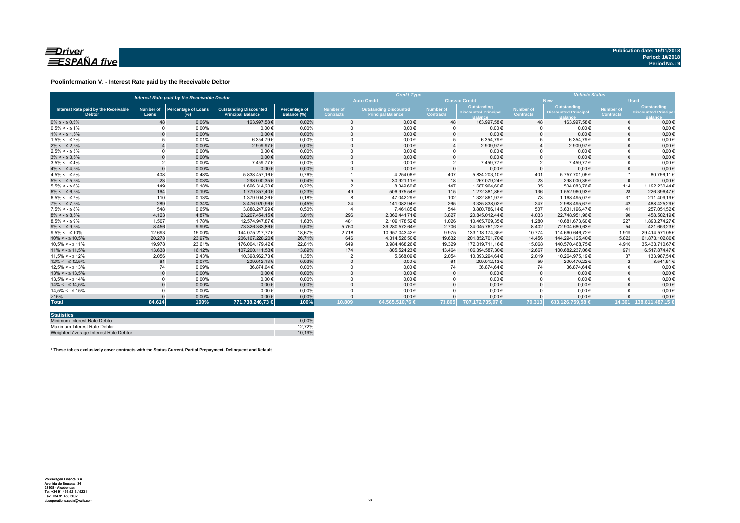Publication date: 16/11/2018
Period: 10/2018
Period No.: 9

## Poolinformation V. - Interest Rate paid by the Receivable Debtor

| Interest Rate paid by the Receivable Debtor | | | | | Credit Type | | | | Vehicle Status | | | |
|---|---|---|---|---|---|---|---|---|---|---|---|---|
| | | | | | Auto Credit | | Classic Credit | | New | | Used | |
| Interest Rate paid by the Receivable Debtor | Number of Loans | Percentage of Loans (%) | Outstanding Discounted Principal Balance | Percentage of Balance (%) | Number of Contracts | Outstanding Discounted Principal Balance | Number of Contracts | Outstanding Discounted Principal Balance | Number of Contracts | Outstanding Discounted Principal Balance | Number of Contracts | Outstanding Discounted Principal Balance |
| 0% ≤ - ≤ 0,5% | 48 | 0,06% | 163.997,58€ | 0,02% | 0 | 0,00€ | 48 | 163.997,58€ | 48 | 163.997,58€ | 0 | 0,00€ |
| 0,5% < - ≤ 1% | 0 | 0,00% | 0,00€ | 0,00% | 0 | 0,00€ | 0 | 0,00€ | 0 | 0,00€ | 0 | 0,00€ |
| 1% < - ≤ 1,5% | 0 | 0,00% | 0,00€ | 0,00% | 0 | 0,00€ | 0 | 0,00€ | 0 | 0,00€ | 0 | 0,00€ |
| 1,5% < - ≤ 2% | 5 | 0,01% | 6.354,79€ | 0,00% | 0 | 0,00€ | 5 | 6.354,79€ | 5 | 6.354,79€ | 0 | 0,00€ |
| 2% < - ≤ 2,5% | 4 | 0,00% | 2.909,97€ | 0,00% | 0 | 0,00€ | 4 | 2.909,97€ | 4 | 2.909,97€ | 0 | 0,00€ |
| 2,5% < - ≤ 3% | 0 | 0,00% | 0,00€ | 0,00% | 0 | 0,00€ | 0 | 0,00€ | 0 | 0,00€ | 0 | 0,00€ |
| 3% < - ≤ 3,5% | 0 | 0,00% | 0,00€ | 0,00% | 0 | 0,00€ | 0 | 0,00€ | 0 | 0,00€ | 0 | 0,00€ |
| 3,5% < - ≤ 4% | 2 | 0,00% | 7.459,77€ | 0,00% | 0 | 0,00€ | 2 | 7.459,77€ | 2 | 7.459,77€ | 0 | 0,00€ |
| 4% < - ≤ 4,5% | 0 | 0,00% | 0,00€ | 0,00% | 0 | 0,00€ | 0 | 0,00€ | 0 | 0,00€ | 0 | 0,00€ |
| 4,5% < - ≤ 5% | 408 | 0,48% | 5.838.457,16€ | 0,76% | 1 | 4.254,06€ | 407 | 5.834.203,10€ | 401 | 5.757.701,05€ | 7 | 80.756,11€ |
| 5% < - ≤ 5,5% | 23 | 0,03% | 298.000,35€ | 0,04% | 5 | 30.921,11€ | 18 | 267.079,24€ | 23 | 298.000,35€ | 0 | 0,00€ |
| 5,5% < - ≤ 6% | 149 | 0,18% | 1.696.314,20€ | 0,22% | 2 | 8.349,60€ | 147 | 1.687.964,60€ | 35 | 504.083,76€ | 114 | 1.192.230,44€ |
| 6% < - ≤ 6,5% | 164 | 0,19% | 1.779.357,40€ | 0,23% | 49 | 506.975,54€ | 115 | 1.272.381,86€ | 136 | 1.552.960,93€ | 28 | 226.396,47€ |
| 6,5% < - ≤ 7% | 110 | 0,13% | 1.379.904,26€ | 0,18% | 8 | 47.042,29€ | 102 | 1.332.861,97€ | 73 | 1.168.495,07€ | 37 | 211.409,19€ |
| 7% < - ≤ 7,5% | 289 | 0,34% | 3.476.920,96€ | 0,45% | 24 | 141.082,94€ | 265 | 3.335.838,02€ | 247 | 2.988.495,67€ | 42 | 488.425,29€ |
| 7,5% < - ≤ 8% | 548 | 0,65% | 3.888.247,99€ | 0,50% | 4 | 7.461,85€ | 544 | 3.880.786,14€ | 507 | 3.631.196,47€ | 41 | 257.051,52€ |
| 8% < - ≤ 8,5% | 4.123 | 4,87% | 23.207.454,15€ | 3,01% | 296 | 2.362.441,71€ | 3.827 | 20.845.012,44€ | 4.033 | 22.748.951,96€ | 90 | 458.502,19€ |
| 8,5% < - ≤ 9% | 1.507 | 1,78% | 12.574.947,87€ | 1,63% | 481 | 2.109.178,52€ | 1.026 | 10.465.769,35€ | 1.280 | 10.681.673,60€ | 227 | 1.893.274,27€ |
| 9% < - ≤ 9,5% | 8.456 | 9,99% | 73.326.333,86€ | 9,50% | 5.750 | 39.280.572,64€ | 2.706 | 34.045.761,22€ | 8.402 | 72.904.680,63€ | 54 | 421.653,23€ |
| 9,5% < - ≤ 10% | 12.693 | 15,00% | 144.075.217,77€ | 18,67% | 2.718 | 10.957.043,42€ | 9.975 | 133.118.174,35€ | 10.774 | 114.660.646,72€ | 1.919 | 29.414.571,05€ |
| 10% < - ≤ 10,5% | 20.278 | 23,97% | 206.167.228,20€ | 26,71% | 646 | 4.314.526,50€ | 19.632 | 201.852.701,70€ | 14.456 | 144.294.125,40€ | 5.822 | 61.873.102,80€ |
| 10,5% < - ≤ 11% | 19.978 | 23,61% | 176.004.179,42€ | 22,81% | 649 | 3.984.468,26€ | 19.329 | 172.019.711,16€ | 15.068 | 140.570.468,75€ | 4.910 | 35.433.710,67€ |
| 11% < - ≤ 11,5% | 13.638 | 16,12% | 107.200.111,53€ | 13,89% | 174 | 805.524,23€ | 13.464 | 106.394.587,30€ | 12.667 | 100.682.237,06€ | 971 | 6.517.874,47€ |
| 11,5% < - ≤ 12% | 2.056 | 2,43% | 10.398.962,73€ | 1,35% | 2 | 5.668,09€ | 2.054 | 10.393.294,64€ | 2.019 | 10.264.975,19€ | 37 | 133.987,54€ |
| 12% < - ≤ 12,5% | 61 | 0,07% | 209.012,13€ | 0,03% | 0 | 0,00€ | 61 | 209.012,13€ | 59 | 200.470,22€ | 2 | 8.541,91€ |
| 12,5% < - ≤ 13% | 74 | 0,09% | 36.874,64€ | 0,00% | 0 | 0,00€ | 74 | 36.874,64€ | 74 | 36.874,64€ | 0 | 0,00€ |
| 13% < - ≤ 13,5% | 0 | 0,00% | 0,00€ | 0,00% | 0 | 0,00€ | 0 | 0,00€ | 0 | 0,00€ | 0 | 0,00€ |
| 13,5% < - ≤ 14% | 0 | 0,00% | 0,00€ | 0,00% | 0 | 0,00€ | 0 | 0,00€ | 0 | 0,00€ | 0 | 0,00€ |
| 14% < - ≤ 14,5% | 0 | 0,00% | 0,00€ | 0,00% | 0 | 0,00€ | 0 | 0,00€ | 0 | 0,00€ | 0 | 0,00€ |
| 14,5% < - ≤ 15% | 0 | 0,00% | 0,00€ | 0,00% | 0 | 0,00€ | 0 | 0,00€ | 0 | 0,00€ | 0 | 0,00€ |
| >15% | 0 | 0,00% | 0,00€ | 0,00% | 0 | 0,00€ | 0 | 0,00€ | 0 | 0,00€ | 0 | 0,00€ |
| **Total** | **84.614** | **100%** | **771.738.246,73 €** | **100%** | **10.809** | **64.565.510,76 €** | **73.805** | **707.172.735,97 €** | **70.313** | **633.126.759,58 €** | **14.301** | **138.611.487,15 €** |

| Statistics | |
|---|---|
| Minimum Interest Rate Debtor | 0,00% |
| Maximum Interest Rate Debtor | 12,72% |
| Weighted Average Interest Rate Debtor | 10,19% |

**\* These tables exclusively cover contracts with the Status Current, Partial Prepayment, Delinquent and Default**

Volkswagen Finance S.A.
Avenida de Bruselas, 34
28108 - Alcobendas
Tel: +34 91 453 5213 / 5231
Fax: +34 91 453 5602
absoperations.spain@vwfs.com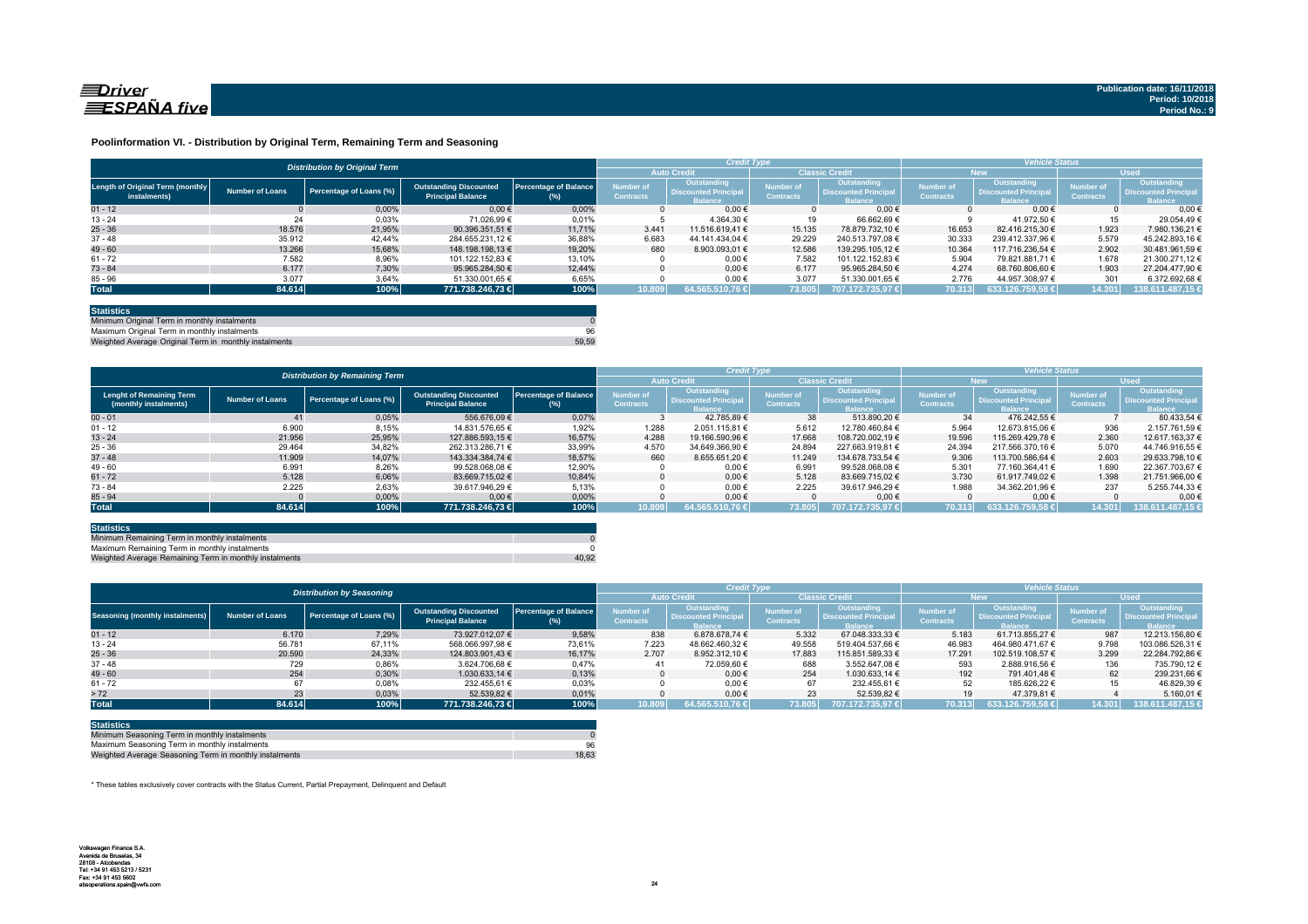**Publication date: 16/11/2018**
**Period: 10/2018**
**Period No.: 9**

## Poolinformation VI. - Distribution by Original Term, Remaining Term and Seasoning

| Distribution by Original Term | | | | | Credit Type | | | | Vehicle Status | | | |
|---|---|---|---|---|---|---|---|---|---|---|---|---|
| | | | | | Auto Credit | | Classic Credit | | New | | Used | |
| Length of Original Term (monthly instalments) | Number of Loans | Percentage of Loans (%) | Outstanding Discounted Principal Balance | Percentage of Balance (%) | Number of Contracts | Outstanding Discounted Principal Balance | Number of Contracts | Outstanding Discounted Principal Balance | Number of Contracts | Outstanding Discounted Principal Balance | Number of Contracts | Outstanding Discounted Principal Balance |
| 01 - 12 | 0 | 0,00% | 0,00 € | 0,00% | 0 | 0,00 € | 0 | 0,00 € | 0 | 0,00 € | 0 | 0,00 € |
| 13 - 24 | 24 | 0,03% | 71.026,99 € | 0,01% | 5 | 4.364,30 € | 19 | 66.662,69 € | 9 | 41.972,50 € | 15 | 29.054,49 € |
| 25 - 36 | 18.576 | 21,95% | 90.396.351,51 € | 11,71% | 3.441 | 11.516.619,41 € | 15.135 | 78.879.732,10 € | 16.653 | 82.416.215,30 € | 1.923 | 7.980.136,21 € |
| 37 - 48 | 35.912 | 42,44% | 284.655.231,12 € | 36,88% | 6.683 | 44.141.434,04 € | 29.229 | 240.513.797,08 € | 30.333 | 239.412.337,96 € | 5.579 | 45.242.893,16 € |
| 49 - 60 | 13.266 | 15,68% | 148.198.198,13 € | 19,20% | 680 | 8.903.093,01 € | 12.586 | 139.295.105,12 € | 10.364 | 117.716.236,54 € | 2.902 | 30.481.961,59 € |
| 61 - 72 | 7.582 | 8,96% | 101.122.152,83 € | 13,10% | 0 | 0,00 € | 7.582 | 101.122.152,83 € | 5.904 | 79.821.881,71 € | 1.678 | 21.300.271,12 € |
| 73 - 84 | 6.177 | 7,30% | 95.965.284,50 € | 12,44% | 0 | 0,00 € | 6.177 | 95.965.284,50 € | 4.274 | 68.760.806,60 € | 1.903 | 27.204.477,90 € |
| 85 - 96 | 3.077 | 3,64% | 51.330.001,65 € | 6,65% | 0 | 0,00 € | 3.077 | 51.330.001,65 € | 2.776 | 44.957.308,97 € | 301 | 6.372.692,68 € |
| **Total** | **84.614** | **100%** | **771.738.246,73 €** | **100%** | **10.809** | **64.565.510,76 €** | **73.805** | **707.172.735,97 €** | **70.313** | **633.126.759,58 €** | **14.301** | **138.611.487,15 €** |

| Statistics | |
|---|---|
| Minimum Original Term in monthly instalments | 0 |
| Maximum Original Term in monthly instalments | 96 |
| Weighted Average Original Term in monthly instalments | 59,59 |

| Distribution by Remaining Term | | | | | Credit Type | | | | Vehicle Status | | | |
|---|---|---|---|---|---|---|---|---|---|---|---|---|
| | | | | | Auto Credit | | Classic Credit | | New | | Used | |
| Lenght of Remaining Term (monthly instalments) | Number of Loans | Percentage of Loans (%) | Outstanding Discounted Principal Balance | Percentage of Balance (%) | Number of Contracts | Outstanding Discounted Principal Balance | Number of Contracts | Outstanding Discounted Principal Balance | Number of Contracts | Outstanding Discounted Principal Balance | Number of Contracts | Outstanding Discounted Principal Balance |
| 00 - 01 | 41 | 0,05% | 556.676,09 € | 0,07% | 3 | 42.785,89 € | 38 | 513.890,20 € | 34 | 476.242,55 € | 7 | 80.433,54 € |
| 01 - 12 | 6.900 | 8,15% | 14.831.576,65 € | 1,92% | 1.288 | 2.051.115,81 € | 5.612 | 12.780.460,84 € | 5.964 | 12.673.815,06 € | 936 | 2.157.761,59 € |
| 13 - 24 | 21.956 | 25,95% | 127.886.593,15 € | 16,57% | 4.288 | 19.166.590,96 € | 17.668 | 108.720.002,19 € | 19.596 | 115.269.429,78 € | 2.360 | 12.617.163,37 € |
| 25 - 36 | 29.464 | 34,82% | 262.313.286,71 € | 33,99% | 4.570 | 34.649.366,90 € | 24.894 | 227.663.919,81 € | 24.394 | 217.566.370,16 € | 5.070 | 44.746.916,55 € |
| 37 - 48 | 11.909 | 14,07% | 143.334.384,74 € | 18,57% | 660 | 8.655.651,20 € | 11.249 | 134.678.733,54 € | 9.306 | 113.700.586,64 € | 2.603 | 29.633.798,10 € |
| 49 - 60 | 6.991 | 8,26% | 99.528.068,08 € | 12,90% | 0 | 0,00 € | 6.991 | 99.528.068,08 € | 5.301 | 77.160.364,41 € | 1.690 | 22.367.703,67 € |
| 61 - 72 | 5.128 | 6,06% | 83.669.715,02 € | 10,84% | 0 | 0,00 € | 5.128 | 83.669.715,02 € | 3.730 | 61.917.749,02 € | 1.398 | 21.751.966,00 € |
| 73 - 84 | 2.225 | 2,63% | 39.617.946,29 € | 5,13% | 0 | 0,00 € | 2.225 | 39.617.946,29 € | 1.988 | 34.362.201,96 € | 237 | 5.255.744,33 € |
| 85 - 94 | 0 | 0,00% | 0,00 € | 0,00% | 0 | 0,00 € | 0 | 0,00 € | 0 | 0,00 € | 0 | 0,00 € |
| **Total** | **84.614** | **100%** | **771.738.246,73 €** | **100%** | **10.809** | **64.565.510,76 €** | **73.805** | **707.172.735,97 €** | **70.313** | **633.126.759,58 €** | **14.301** | **138.611.487,15 €** |

| Statistics | |
|---|---|
| Minimum Remaining Term in monthly instalments | 0 |
| Maximum Remaining Term in monthly instalments | 0 |
| Weighted Average Remaining Term in monthly instalments | 40,92 |

| Distribution by Seasoning | | | | | Credit Type | | | | Vehicle Status | | | |
|---|---|---|---|---|---|---|---|---|---|---|---|---|
| | | | | | Auto Credit | | Classic Credit | | New | | Used | |
| Seasoning (monthly instalments) | Number of Loans | Percentage of Loans (%) | Outstanding Discounted Principal Balance | Percentage of Balance (%) | Number of Contracts | Outstanding Discounted Principal Balance | Number of Contracts | Outstanding Discounted Principal Balance | Number of Contracts | Outstanding Discounted Principal Balance | Number of Contracts | Outstanding Discounted Principal Balance |
| 01 - 12 | 6.170 | 7,29% | 73.927.012,07 € | 9,58% | 838 | 6.878.678,74 € | 5.332 | 67.048.333,33 € | 5.183 | 61.713.855,27 € | 987 | 12.213.156,80 € |
| 13 - 24 | 56.781 | 67,11% | 568.066.997,98 € | 73,61% | 7.223 | 48.662.460,32 € | 49.558 | 519.404.537,66 € | 46.983 | 464.980.471,67 € | 9.798 | 103.086.526,31 € |
| 25 - 36 | 20.590 | 24,33% | 124.803.901,43 € | 16,17% | 2.707 | 8.952.312,10 € | 17.883 | 115.851.589,33 € | 17.291 | 102.519.108,57 € | 3.299 | 22.284.792,86 € |
| 37 - 48 | 729 | 0,86% | 3.624.706,68 € | 0,47% | 41 | 72.059,60 € | 688 | 3.552.647,08 € | 593 | 2.888.916,56 € | 136 | 735.790,12 € |
| 49 - 60 | 254 | 0,30% | 1.030.633,14 € | 0,13% | 0 | 0,00 € | 254 | 1.030.633,14 € | 192 | 791.401,48 € | 62 | 239.231,66 € |
| 61 - 72 | 67 | 0,08% | 232.455,61 € | 0,03% | 0 | 0,00 € | 67 | 232.455,61 € | 52 | 185.626,22 € | 15 | 46.829,39 € |
| > 72 | 23 | 0,03% | 52.539,82 € | 0,01% | 0 | 0,00 € | 23 | 52.539,82 € | 19 | 47.379,81 € | 4 | 5.160,01 € |
| **Total** | **84.614** | **100%** | **771.738.246,73 €** | **100%** | **10.809** | **64.565.510,76 €** | **73.805** | **707.172.735,97 €** | **70.313** | **633.126.759,58 €** | **14.301** | **138.611.487,15 €** |

| Statistics | |
|---|---|
| Minimum Seasoning Term in monthly instalments | 0 |
| Maximum Seasoning Term in monthly instalments | 96 |
| Weighted Average Seasoning Term in monthly instalments | 18,63 |

\* These tables exclusively cover contracts with the Status Current, Partial Prepayment, Delinquent and Default

Volkswagen Finance S.A.
Avenida de Bruselas, 34
28108 - Alcobendas
Tel: +34 91 453 5213 / 5231
Fax: +34 91 453 5602
absoperations.spain@vwfs.com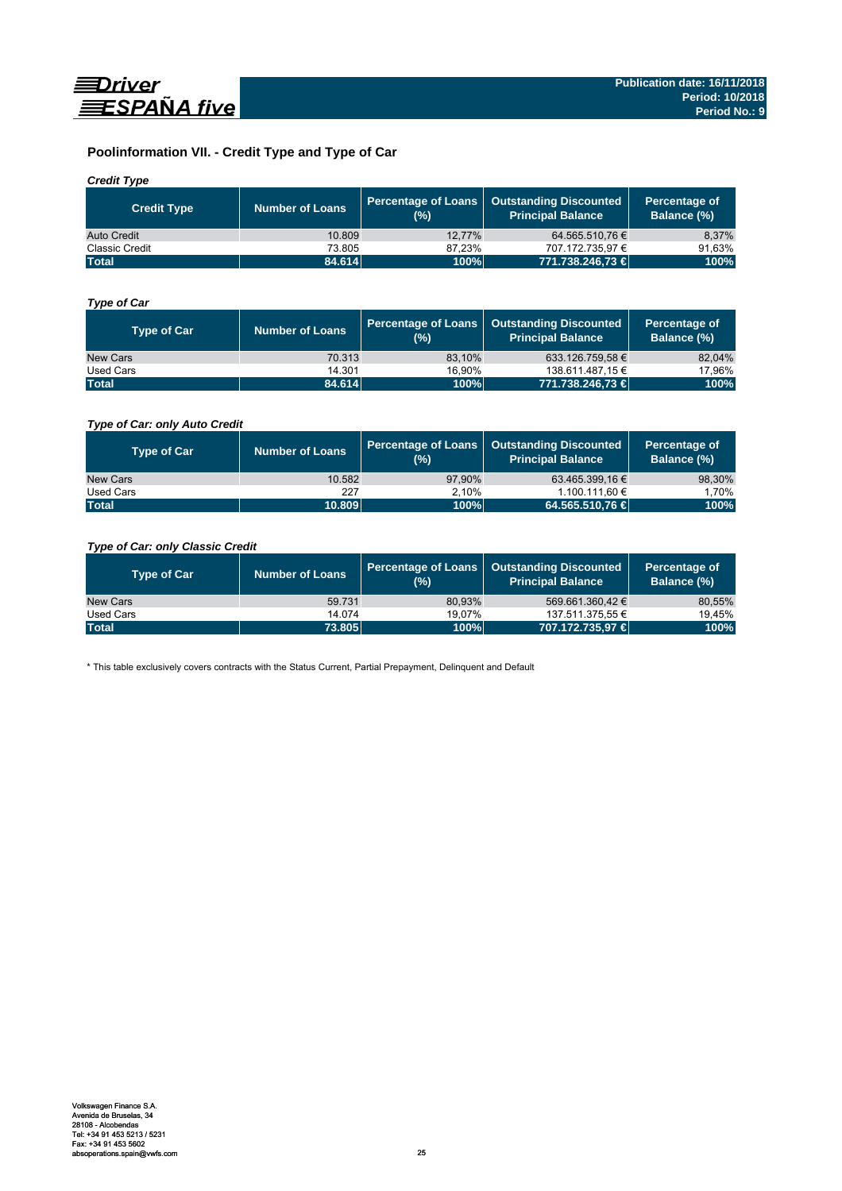## Poolinformation VII. - Credit Type and Type of Car

### *Credit Type*

| Credit Type | Number of Loans | Percentage of Loans (%) | Outstanding Discounted Principal Balance | Percentage of Balance (%) |
|---|---|---|---|---|
| Auto Credit | 10.809 | 12,77% | 64.565.510,76 € | 8,37% |
| Classic Credit | 73.805 | 87,23% | 707.172.735,97 € | 91,63% |
| **Total** | **84.614** | **100%** | **771.738.246,73 €** | **100%** |

### *Type of Car*

| Type of Car | Number of Loans | Percentage of Loans (%) | Outstanding Discounted Principal Balance | Percentage of Balance (%) |
|---|---|---|---|---|
| New Cars | 70.313 | 83,10% | 633.126.759,58 € | 82,04% |
| Used Cars | 14.301 | 16,90% | 138.611.487,15 € | 17,96% |
| **Total** | **84.614** | **100%** | **771.738.246,73 €** | **100%** |

### *Type of Car: only Auto Credit*

| Type of Car | Number of Loans | Percentage of Loans (%) | Outstanding Discounted Principal Balance | Percentage of Balance (%) |
|---|---|---|---|---|
| New Cars | 10.582 | 97,90% | 63.465.399,16 € | 98,30% |
| Used Cars | 227 | 2,10% | 1.100.111,60 € | 1,70% |
| **Total** | **10.809** | **100%** | **64.565.510,76 €** | **100%** |

### *Type of Car: only Classic Credit*

| Type of Car | Number of Loans | Percentage of Loans (%) | Outstanding Discounted Principal Balance | Percentage of Balance (%) |
|---|---|---|---|---|
| New Cars | 59.731 | 80,93% | 569.661.360,42 € | 80,55% |
| Used Cars | 14.074 | 19,07% | 137.511.375,55 € | 19,45% |
| **Total** | **73.805** | **100%** | **707.172.735,97 €** | **100%** |

* This table exclusively covers contracts with the Status Current, Partial Prepayment, Delinquent and Default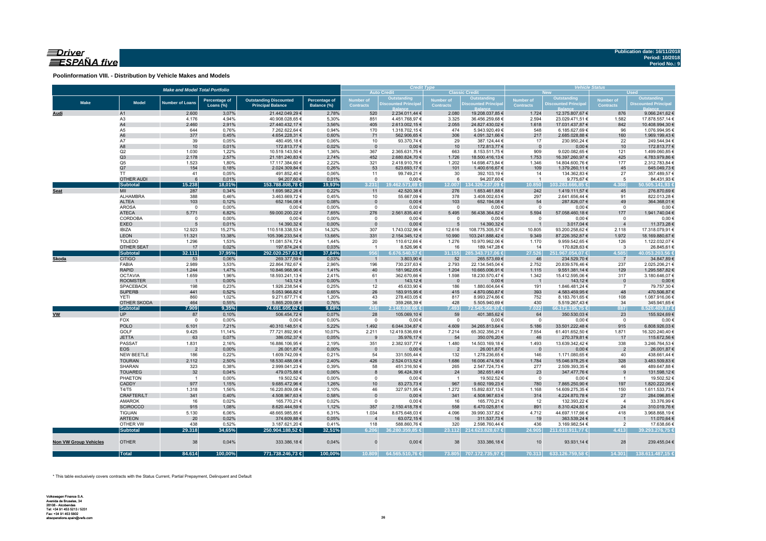**Publication date: 16/11/2018**
**Period: 10/2018**
**Period No.: 9**

## Poolinformation VIII. - Distribution by Vehicle Makes and Models

| Make and Model Total Portfolio | | | | | | Credit Type | | | | Vehicle Status | | | |
|---|---|---|---|---|---|---|---|---|---|---|---|---|---|
| | | | | | | Auto Credit | | Classic Credit | | New | | Used | |
| Make | Model | Number of Loans | Percentage of Loans (%) | Outstanding Discounted Principal Balance | Percentage of Balance (%) | Number of Contracts | Outstanding Discounted Principal Balance | Number of Contracts | Outstanding Discounted Principal Balance | Number of Contracts | Outstanding Discounted Principal Balance | Number of Contracts | Outstanding Discounted Principal Balance |
| Audi | A1 | 2.600 | 3,07% | 21.442.049,29 € | 2,78% | 520 | 2.234.011,44 € | 2.080 | 19.208.037,85 € | 1.724 | 12.375.807,67 € | 876 | 9.066.241,62 € |
| | A3 | 4.176 | 4,94% | 40.908.028,65 € | 5,30% | 851 | 4.451.768,97 € | 3.325 | 36.456.259,68 € | 2.594 | 23.029.471,51 € | 1.582 | 17.878.557,14 € |
| | A4 | 2.460 | 2,91% | 27.440.432,17 € | 3,56% | 405 | 2.613.002,15 € | 2.055 | 24.827.430,02 € | 1.618 | 17.031.437,87 € | 842 | 10.408.994,30 € |
| | A5 | 644 | 0,76% | 7.262.622,64 € | 0,94% | 170 | 1.318.702,15 € | 474 | 5.943.920,49 € | 548 | 6.185.627,69 € | 96 | 1.076.994,95 € |
| | A6 | 377 | 0,45% | 4.654.228,31 € | 0,60% | 71 | 562.906,65 € | 306 | 4.091.321,66 € | 217 | 2.685.028,88 € | 160 | 1.969.199,43 € |
| | A7 | 39 | 0,05% | 480.495,18 € | 0,06% | 10 | 93.370,74 € | 29 | 387.124,44 € | 17 | 230.950,24 € | 22 | 249.544,94 € |
| | A8 | 10 | 0,01% | 172.813,77 € | 0,02% | 0 | 0,00 € | 10 | 172.813,77 € | 0 | 0,00 € | 10 | 172.813,77 € |
| | Q2 | 1.030 | 1,22% | 10.519.143,50 € | 1,36% | 367 | 2.365.631,75 € | 663 | 8.153.511,75 € | 909 | 9.020.082,65 € | 121 | 1.499.060,85 € |
| | Q3 | 2.178 | 2,57% | 21.181.240,83 € | 2,74% | 452 | 2.680.824,70 € | 1.726 | 18.500.416,13 € | 1.753 | 16.397.260,97 € | 425 | 4.783.979,86 € |
| | Q5 | 1.523 | 1,80% | 17.117.384,60 € | 2,22% | 321 | 2.418.910,76 € | 1.202 | 14.698.473,84 € | 1.346 | 14.804.600,76 € | 177 | 2.312.783,84 € |
| | Q7 | 154 | 0,18% | 2.024.309,84 € | 0,26% | 53 | 623.693,17 € | 101 | 1.400.616,67 € | 109 | 1.379.260,11 € | 45 | 645.049,73 € |
| | TT | 41 | 0,05% | 491.852,40 € | 0,06% | 11 | 99.749,21 € | 30 | 392.103,19 € | 14 | 134.362,83 € | 27 | 357.489,57 € |
| | OTHER AUDI | 6 | 0,01% | 94.207,60 € | 0,01% | 0 | 0,00 € | 6 | 94.207,60 € | 1 | 9.775,67 € | 5 | 84.431,93 € |
| | **Subtotal** | **15.238** | **18,01%** | **153.788.808,78 €** | **19,93%** | **3.231** | **19.462.571,69 €** | **12.007** | **134.326.237,09 €** | **10.850** | **103.283.666,85 €** | **4.388** | **50.505.141,93 €** |
| Seat | MII | 287 | 0,34% | 1.695.982,26 € | 0,22% | 11 | 42.520,38 € | 276 | 1.653.461,88 € | 242 | 1.419.111,57 € | 45 | 276.870,69 € |
| | ALHAMBRA | 388 | 0,46% | 3.463.669,72 € | 0,45% | 10 | 55.667,09 € | 378 | 3.408.002,63 € | 297 | 2.641.656,44 € | 91 | 822.013,28 € |
| | ALTEA | 103 | 0,12% | 652.194,08 € | 0,08% | 0 | 0,00 € | 103 | 652.194,08 € | 54 | 287.826,07 € | 49 | 364.368,01 € |
| | AROSA | 0 | 0,00% | 0,00 € | 0,00% | 0 | 0,00 € | 0 | 0,00 € | 0 | 0,00 € | 0 | 0,00 € |
| | ATECA | 5.771 | 6,82% | 59.000.200,22 € | 7,65% | 276 | 2.561.835,40 € | 5.495 | 56.438.364,82 € | 5.594 | 57.058.460,18 € | 177 | 1.941.740,04 € |
| | CORDOBA | 0 | 0,00% | 0,00 € | 0,00% | 0 | 0,00 € | 0 | 0,00 € | 0 | 0,00 € | 0 | 0,00 € |
| | EXEO | 5 | 0,01% | 14.390,32 € | 0,00% | 0 | 0,00 € | 5 | 14.390,32 € | 1 | 3.017,04 € | 4 | 11.373,28 € |
| | IBIZA | 12.923 | 15,27% | 110.518.338,53 € | 14,32% | 307 | 1.743.032,96 € | 12.616 | 108.775.305,57 € | 10.805 | 93.200.258,62 € | 2.118 | 17.318.079,91 € |
| | LEON | 11.321 | 13,38% | 105.396.233,54 € | 13,66% | 331 | 2.154.345,12 € | 10.990 | 103.241.888,42 € | 9.349 | 87.226.352,87 € | 1.972 | 18.169.880,67 € |
| | TOLEDO | 1.296 | 1,53% | 11.081.574,72 € | 1,44% | 20 | 110.612,66 € | 1.276 | 10.970.962,06 € | 1.170 | 9.959.542,65 € | 126 | 1.122.032,07 € |
| | OTHER SEAT | 17 | 0,02% | 197.674,24 € | 0,03% | 1 | 8.526,96 € | 16 | 189.147,28 € | 14 | 170.828,63 € | 3 | 26.845,61 € |
| | **Subtotal** | **32.111** | **37,95%** | **292.020.257,63 €** | **37,84%** | **956** | **6.676.540,57 €** | **31.155** | **285.343.717,06 €** | **27.526** | **251.967.054,07 €** | **4.585** | **40.053.203,56 €** |
| Skoda | CITIGO | 53 | 0,06% | 269.377,59 € | 0,03% | 1 | 3.803,90 € | 52 | 265.573,69 € | 46 | 234.529,70 € | 7 | 34.847,89 € |
| | FABIA | 2.989 | 3,53% | 22.864.782,67 € | 2,96% | 196 | 730.237,63 € | 2.793 | 22.134.545,04 € | 2.752 | 20.839.576,46 € | 237 | 2.025.206,21 € |
| | RAPID | 1.244 | 1,47% | 10.846.968,96 € | 1,41% | 40 | 181.962,05 € | 1.204 | 10.665.006,91 € | 1.115 | 9.551.381,14 € | 129 | 1.295.587,82 € |
| | OCTAVIA | 1.659 | 1,96% | 18.593.241,13 € | 2,41% | 61 | 362.670,66 € | 1.598 | 18.230.570,47 € | 1.342 | 15.412.595,06 € | 317 | 3.180.646,07 € |
| | ROOMSTER | 1 | 0,00% | 143,12 € | 0,00% | 1 | 143,12 € | 0 | 0,00 € | 1 | 143,12 € | 0 | 0,00 € |
| | SPACEBACK | 198 | 0,23% | 1.926.238,54 € | 0,25% | 12 | 45.633,90 € | 186 | 1.880.604,64 € | 191 | 1.846.481,24 € | 7 | 79.757,30 € |
| | SUPERB | 441 | 0,52% | 5.053.966,82 € | 0,65% | 26 | 183.915,95 € | 415 | 4.870.050,87 € | 393 | 4.583.459,95 € | 48 | 470.506,87 € |
| | YETI | 860 | 1,02% | 9.271.677,71 € | 1,20% | 43 | 278.403,05 € | 817 | 8.993.274,66 € | 752 | 8.183.761,65 € | 108 | 1.087.916,06 € |
| | OTHER SKODA | 464 | 0,55% | 5.865.209,08 € | 0,76% | 36 | 359.268,39 € | 428 | 5.505.940,69 € | 430 | 5.519.267,43 € | 34 | 345.941,65 € |
| | **Subtotal** | **7.909** | **9,35%** | **74.691.605,62 €** | **9,68%** | **416** | **2.146.038,65 €** | **7.493** | **72.545.566,97 €** | **7.022** | **66.171.195,75 €** | **887** | **8.520.409,87 €** |
| VW | UP | 87 | 0,10% | 506.454,72 € | 0,07% | 28 | 105.069,10 € | 59 | 401.385,62 € | 64 | 350.530,03 € | 23 | 155.924,69 € |
| | FOX | 0 | 0,00% | 0,00 € | 0,00% | 0 | 0,00 € | 0 | 0,00 € | 0 | 0,00 € | 0 | 0,00 € |
| | POLO | 6.101 | 7,21% | 40.310.148,51 € | 5,22% | 1.492 | 6.044.334,87 € | 4.609 | 34.265.813,64 € | 5.186 | 33.501.222,48 € | 915 | 6.808.926,03 € |
| | GOLF | 9.425 | 11,14% | 77.721.892,90 € | 10,07% | 2.211 | 12.419.536,69 € | 7.214 | 65.302.356,21 € | 7.554 | 61.401.652,50 € | 1.871 | 16.320.240,40 € |
| | JETTA | 63 | 0,07% | 386.052,37 € | 0,05% | 9 | 35.976,17 € | 54 | 350.076,20 € | 46 | 270.379,81 € | 17 | 115.672,56 € |
| | PASSAT | 1.831 | 2,16% | 16.886.106,95 € | 2,19% | 351 | 2.382.937,77 € | 1.480 | 14.503.169,18 € | 1.493 | 13.639.342,42 € | 338 | 3.246.764,53 € |
| | EOS | 2 | 0,00% | 26.001,87 € | 0,00% | 0 | 0,00 € | 2 | 26.001,87 € | 0 | 0,00 € | 2 | 26.001,87 € |
| | NEW BEETLE | 186 | 0,22% | 1.609.742,09 € | 0,21% | 54 | 331.505,44 € | 132 | 1.278.236,65 € | 146 | 1.171.080,65 € | 40 | 438.661,44 € |
| | TOURAN | 2.112 | 2,50% | 18.530.488,08 € | 2,40% | 426 | 2.524.013,52 € | 1.686 | 16.006.474,56 € | 1.784 | 15.046.978,25 € | 328 | 3.483.509,83 € |
| | SHARAN | 323 | 0,38% | 2.999.041,23 € | 0,39% | 58 | 451.316,50 € | 265 | 2.547.724,73 € | 277 | 2.509.393,35 € | 46 | 489.647,88 € |
| | TOUAREG | 32 | 0,04% | 479.075,88 € | 0,06% | 8 | 96.424,39 € | 24 | 382.651,49 € | 23 | 347.477,76 € | 9 | 131.598,12 € |
| | PHAETON | 1 | 0,00% | 19.502,52 € | 0,00% | 0 | 0,00 € | 1 | 19.502,52 € | 0 | 0,00 € | 1 | 19.502,52 € |
| | CADDY | 977 | 1,15% | 9.685.472,96 € | 1,26% | 10 | 83.273,73 € | 967 | 9.602.199,23 € | 780 | 7.865.250,90 € | 197 | 1.820.222,06 € |
| | T4/T5 | 1.318 | 1,56% | 16.220.809,08 € | 2,10% | 46 | 327.971,95 € | 1.272 | 15.892.837,13 € | 1.168 | 14.609.275,35 € | 150 | 1.611.533,73 € |
| | CRAFTER/LT | 341 | 0,40% | 4.508.967,63 € | 0,58% | 0 | 0,00 € | 341 | 4.508.967,63 € | 314 | 4.224.870,78 € | 27 | 284.096,85 € |
| | AMAROK | 16 | 0,02% | 165.770,21 € | 0,02% | 0 | 0,00 € | 16 | 165.770,21 € | 12 | 132.393,22 € | 4 | 33.376,99 € |
| | SCIROCCO | 915 | 1,08% | 8.620.444,59 € | 1,12% | 357 | 2.150.418,78 € | 558 | 6.470.025,81 € | 891 | 8.310.424,83 € | 24 | 310.019,76 € |
| | TIGUAN | 5.130 | 6,06% | 48.665.985,85 € | 6,31% | 1.034 | 8.675.648,03 € | 4.096 | 39.990.337,82 € | 4.712 | 44.697.117,66 € | 418 | 3.968.868,19 € |
| | ARTEON | 20 | 0,02% | 374.609,88 € | 0,05% | 4 | 63.072,15 € | 16 | 311.537,73 € | 19 | 363.539,24 € | 1 | 11.070,64 € |
| | OTHER VW | 438 | 0,52% | 3.187.621,20 € | 0,41% | 118 | 588.860,76 € | 320 | 2.598.760,44 € | 436 | 3.169.982,54 € | 2 | 17.638,66 € |
| | **Subtotal** | **29.318** | **34,65%** | **250.904.188,52 €** | **32,51%** | **6.206** | **36.280.359,85 €** | **23.112** | **214.623.828,67 €** | **24.905** | **211.610.911,77 €** | **4.413** | **39.293.276,75 €** |
| Non VW Group Vehicles | OTHER | 38 | 0,04% | 333.386,18 € | 0,04% | 0 | 0,00 € | 38 | 333.386,18 € | 10 | 93.931,14 € | 28 | 239.455,04 € |
| | **Total** | **84.614** | **100,00%** | **771.738.246,73 €** | **100,00%** | **10.809** | **64.565.510,76 €** | **73.805** | **707.172.735,97 €** | **70.313** | **633.126.759,58 €** | **14.301** | **138.611.487,15 €** |

\* This table exclusively covers contracts with the Status Current, Partial Prepayment, Delinquent and Default

Volkswagen Finance S.A.
Avenida de Bruselas, 34
28108 - Alcobendas
Tel: +34 91 453 5213 / 5231
Fax: +34 91 453 5602
absoperations.spain@vwfs.com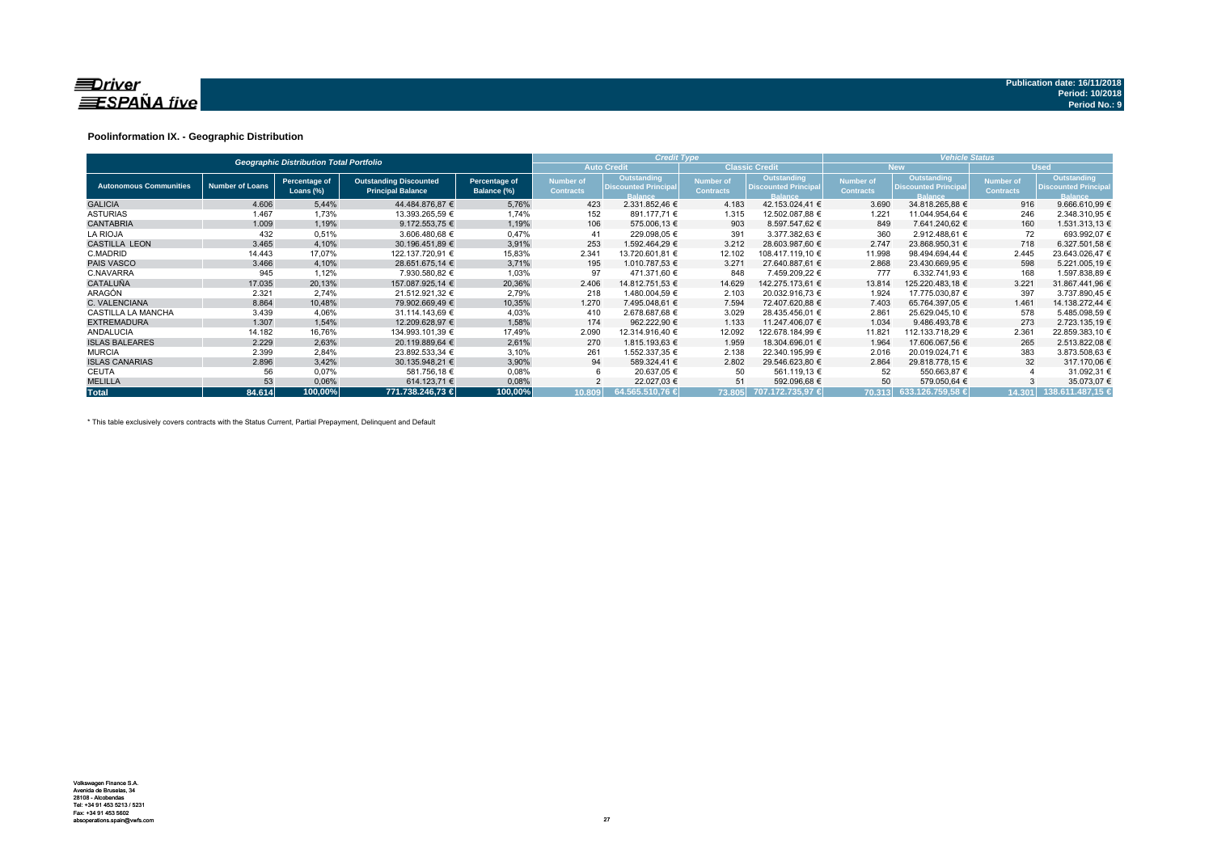Driver ESPAÑA five

Publication date: 16/11/2018
Period: 10/2018
Period No.: 9

## Poolinformation IX. - Geographic Distribution

| Geographic Distribution Total Portfolio | | | | | Credit Type | | | | Vehicle Status | | | |
|---|---|---|---|---|---|---|---|---|---|---|---|---|
| | | | | | Auto Credit | | Classic Credit | | New | | Used | |
| Autonomous Communities | Number of Loans | Percentage of Loans (%) | Outstanding Discounted Principal Balance | Percentage of Balance (%) | Number of Contracts | Outstanding Discounted Principal Balance | Number of Contracts | Outstanding Discounted Principal Balance | Number of Contracts | Outstanding Discounted Principal Balance | Number of Contracts | Outstanding Discounted Principal Balance |
| GALICIA | 4.606 | 5,44% | 44.484.876,87 € | 5,76% | 423 | 2.331.852,46 € | 4.183 | 42.153.024,41 € | 3.690 | 34.818.265,88 € | 916 | 9.666.610,99 € |
| ASTURIAS | 1.467 | 1,73% | 13.393.265,59 € | 1,74% | 152 | 891.177,71 € | 1.315 | 12.502.087,88 € | 1.221 | 11.044.954,64 € | 246 | 2.348.310,95 € |
| CANTABRIA | 1.009 | 1,19% | 9.172.553,75 € | 1,19% | 106 | 575.006,13 € | 903 | 8.597.547,62 € | 849 | 7.641.240,62 € | 160 | 1.531.313,13 € |
| LA RIOJA | 432 | 0,51% | 3.606.480,68 € | 0,47% | 41 | 229.098,05 € | 391 | 3.377.382,63 € | 360 | 2.912.488,61 € | 72 | 693.992,07 € |
| CASTILLA LEON | 3.465 | 4,10% | 30.196.451,89 € | 3,91% | 253 | 1.592.464,29 € | 3.212 | 28.603.987,60 € | 2.747 | 23.868.950,31 € | 718 | 6.327.501,58 € |
| C.MADRID | 14.443 | 17,07% | 122.137.720,91 € | 15,83% | 2.341 | 13.720.601,81 € | 12.102 | 108.417.119,10 € | 11.998 | 98.494.694,44 € | 2.445 | 23.643.026,47 € |
| PAIS VASCO | 3.466 | 4,10% | 28.651.675,14 € | 3,71% | 195 | 1.010.787,53 € | 3.271 | 27.640.887,61 € | 2.868 | 23.430.669,95 € | 598 | 5.221.005,19 € |
| C.NAVARRA | 945 | 1,12% | 7.930.580,82 € | 1,03% | 97 | 471.371,60 € | 848 | 7.459.209,22 € | 777 | 6.332.741,93 € | 168 | 1.597.838,89 € |
| CATALUÑA | 17.035 | 20,13% | 157.087.925,14 € | 20,36% | 2.406 | 14.812.751,53 € | 14.629 | 142.275.173,61 € | 13.814 | 125.220.483,18 € | 3.221 | 31.867.441,96 € |
| ARAGON | 2.321 | 2,74% | 21.512.921,32 € | 2,79% | 218 | 1.480.004,59 € | 2.103 | 20.032.916,73 € | 1.924 | 17.775.030,87 € | 397 | 3.737.890,45 € |
| C. VALENCIANA | 8.864 | 10,48% | 79.902.669,49 € | 10,35% | 1.270 | 7.495.048,61 € | 7.594 | 72.407.620,88 € | 7.403 | 65.764.397,05 € | 1.461 | 14.138.272,44 € |
| CASTILLA LA MANCHA | 3.439 | 4,06% | 31.114.143,69 € | 4,03% | 410 | 2.678.687,68 € | 3.029 | 28.435.456,01 € | 2.861 | 25.629.045,10 € | 578 | 5.485.098,59 € |
| EXTREMADURA | 1.307 | 1,54% | 12.209.628,97 € | 1,58% | 174 | 962.222,90 € | 1.133 | 11.247.406,07 € | 1.034 | 9.486.493,78 € | 273 | 2.723.135,19 € |
| ANDALUCIA | 14.182 | 16,76% | 134.993.101,39 € | 17,49% | 2.090 | 12.314.916,40 € | 12.092 | 122.678.184,99 € | 11.821 | 112.133.718,29 € | 2.361 | 22.859.383,10 € |
| ISLAS BALEARES | 2.229 | 2,63% | 20.119.889,64 € | 2,61% | 270 | 1.815.193,63 € | 1.959 | 18.304.696,01 € | 1.964 | 17.606.067,56 € | 265 | 2.513.822,08 € |
| MURCIA | 2.399 | 2,84% | 23.892.533,34 € | 3,10% | 261 | 1.552.337,35 € | 2.138 | 22.340.195,99 € | 2.016 | 20.019.024,71 € | 383 | 3.873.508,63 € |
| ISLAS CANARIAS | 2.896 | 3,42% | 30.135.948,21 € | 3,90% | 94 | 589.324,41 € | 2.802 | 29.546.623,80 € | 2.864 | 29.818.778,15 € | 32 | 317.170,06 € |
| CEUTA | 56 | 0,07% | 581.756,18 € | 0,08% | 6 | 20.637,05 € | 50 | 561.119,13 € | 52 | 550.663,87 € | 4 | 31.092,31 € |
| MELILLA | 53 | 0,06% | 614.123,71 € | 0,08% | 2 | 22.027,03 € | 51 | 592.096,68 € | 50 | 579.050,64 € | 3 | 35.073,07 € |
| **Total** | **84.614** | **100,00%** | **771.738.246,73 €** | **100,00%** | **10.809** | **64.565.510,76 €** | **73.805** | **707.172.735,97 €** | **70.313** | **633.126.759,58 €** | **14.301** | **138.611.487,15 €** |

\* This table exclusively covers contracts with the Status Current, Partial Prepayment, Delinquent and Default

Volkswagen Finance S.A.
Avenida de Bruselas, 34
28108 - Alcobendas
Tel: +34 91 453 5213 / 5231
Fax: +34 91 453 5602
absoperations.spain@vwfs.com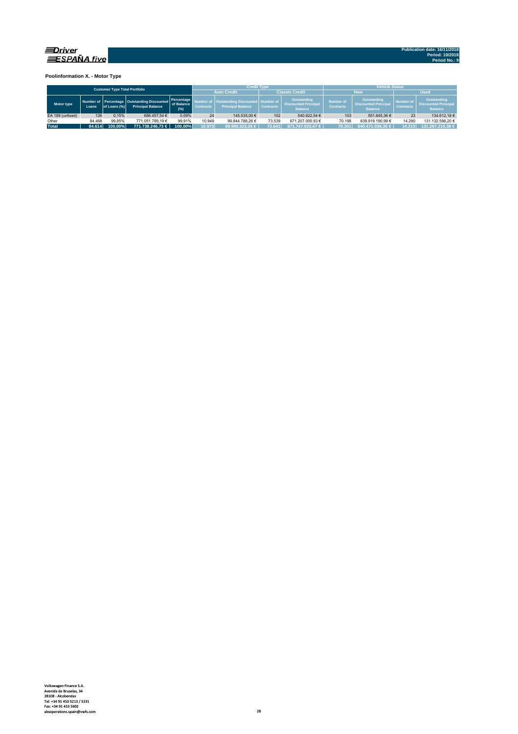**Publication date: 16/11/2018**
**Period: 10/2018**
**Period No.: 9**

### Poolinformation X. - Motor Type

| Customer Type Total Portfolio | | | | | Credit Type | | | | Vehicle Status | | | |
|---|---|---|---|---|---|---|---|---|---|---|---|---|
| | | | | | Auto Credit | | Classic Credit | | New | | Used | |
| Motor type | Number of Loans | Percentage of Loans (%) | Outstanding Discounted Principal Balance | Percentage of Balance (%) | Number of Contracts | Outstanding Discounted Principal Balance | Number of Contracts | Outstanding Discounted Principal Balance | Number of Contracts | Outstanding Discounted Principal Balance | Number of Contracts | Outstanding Discounted Principal Balance |
| EA 189 (unfixed) | 126 | 0,15% | 686.457,54 € | 0,09% | 24 | 145.535,00 € | 102 | 540.922,54 € | 103 | 551.845,36 € | 23 | 134.612,18 € |
| Other | 84.488 | 99,85% | 771.051.789,19 € | 99,91% | 10.949 | 99.844.788,26 € | 73.539 | 671.207.000,93 € | 70.198 | 639.919.190,99 € | 14.290 | 131.132.598,20 € |
| **Total** | **84.614** | **100,00%** | **771.738.246,73 €** | **100,00%** | **10.973** | **99.990.323,26 €** | **73.641** | **671.747.923,47 €** | **70.301** | **640.471.036,35 €** | **14.313** | **131.267.210,38 €** |

Volkswagen Finance S.A.
Avenida de Bruselas, 34
28108 - Alcobendas
Tel: +34 91 453 5213 / 5231
Fax: +34 91 453 5602
absoperations.spain@vwfs.com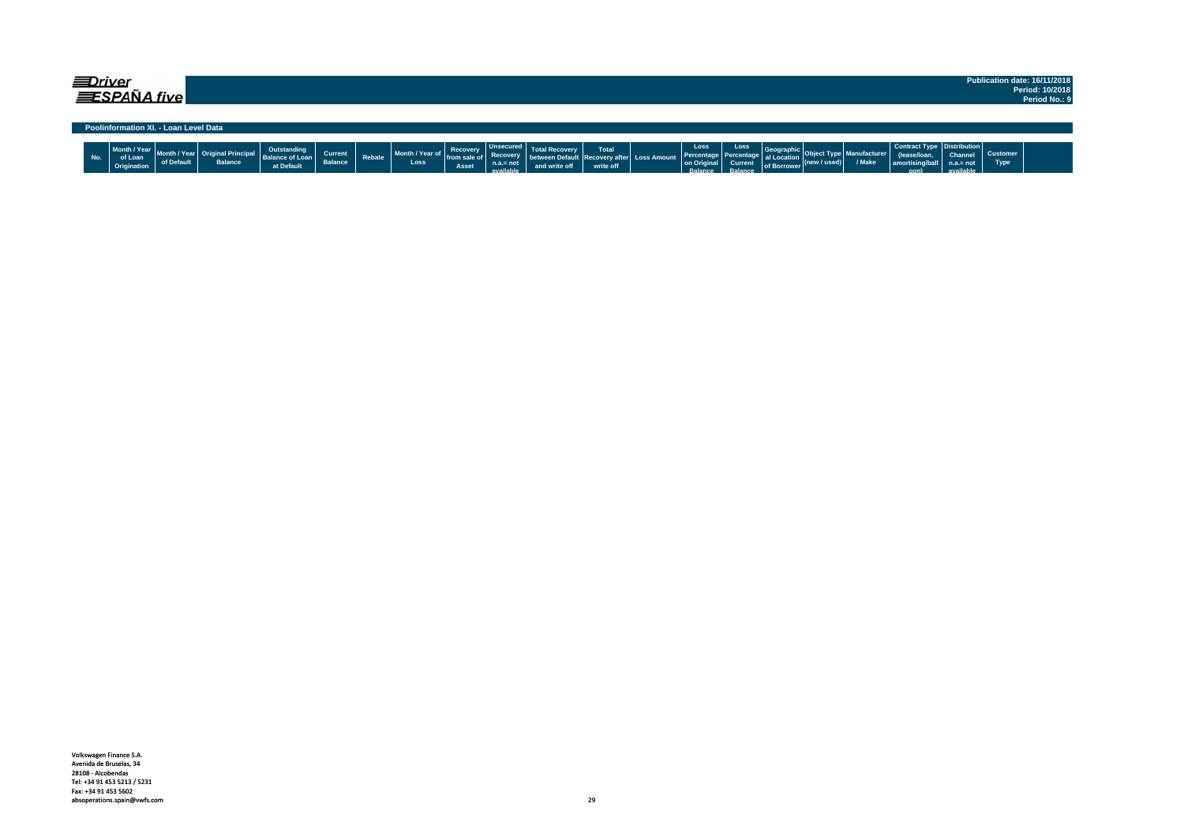# Driver ESPAÑA five

Publication date: 16/11/2018
Period: 10/2018
Period No.: 9

## Poolinformation XI. - Loan Level Data

| No. | Month / Year of Loan Origination | Month / Year of Default | Original Principal Balance | Outstanding Balance of Loan at Default | Current Balance | Rebate | Month / Year of Loss | Recovery from sale of Asset | Unsecured Recovery n.a.= not available | Total Recovery between Default and write off | Total Recovery after write off | Loss Amount | Loss Percentage on Original Balance | Loss Percentage Current Balance | Geographical Location of Borrower | Object Type (new / used) | Manufacturer / Make | Contract Type (lease/loan, amortising/balloon) | Distribution Channel n.a.= not available | Customer Type |
|---|---|---|---|---|---|---|---|---|---|---|---|---|---|---|---|---|---|---|---|---|

Volkswagen Finance S.A.
Avenida de Bruselas, 34
28108 - Alcobendas
Tel: +34 91 453 5213 / 5231
Fax: +34 91 453 5602
absoperations.spain@vwfs.com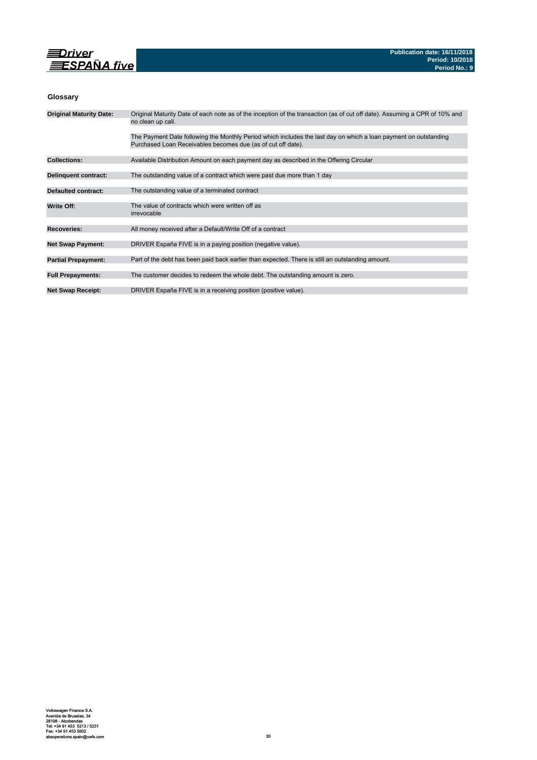## Glossary

| | |
|---|---|
| **Original Maturity Date:** | Original Maturity Date of each note as of the inception of the transaction (as of cut off date). Assuming a CPR of 10% and no clean up call. |
| | The Payment Date following the Monthly Period which includes the last day on which a loan payment on outstanding Purchased Loan Receivables becomes due (as of cut off date). |
| **Collections:** | Available Distribution Amount on each payment day as described in the Offering Circular |
| **Delinquent contract:** | The outstanding value of a contract which were past due more than 1 day |
| **Defaulted contract:** | The outstanding value of a terminated contract |
| **Write Off:** | The value of contracts which were written off as irrevocable |
| **Recoveries:** | All money received after a Default/Write Off of a contract |
| **Net Swap Payment:** | DRIVER España FIVE is in a paying position (negative value). |
| **Partial Prepayment:** | Part of the debt has been paid back earlier than expected. There is still an outstanding amount. |
| **Full Prepayments:** | The customer decides to redeem the whole debt. The outstanding amount is zero. |
| **Net Swap Receipt:** | DRIVER España FIVE is in a receiving position (positive value). |

Volkswagen Finance S.A.
Avenida de Bruselas, 34
28108 - Alcobendas
Tel: +34 91 453 5213 / 5231
Fax: +34 91 453 5602
absoperations.spain@vwfs.com